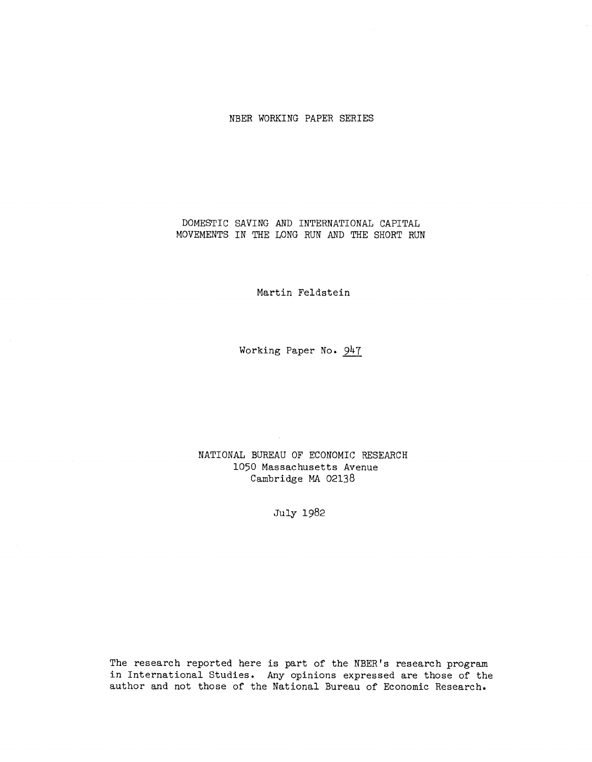NBER WORKING PAPER SERIES

# DOMESTIC SAVING AND INTERNATIONAL CAPITAL MOVEMENTS IN THE LONG RUN AND THE SHORT RUN

Martin Feldstein

Working Paper No. 947

NATIONAL BUREAU OF ECONOMIC RESEARCH
1050 Massachusetts Avenue
Cambridge MA 02138

July 1982

The research reported here is part of the NBER's research program in International Studies. Any opinions expressed are those of the author and not those of the National Bureau of Economic Research.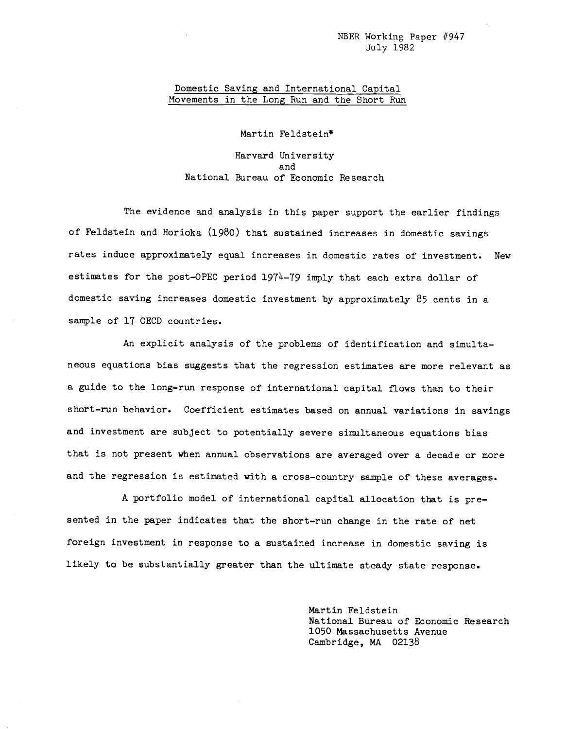NBER Working Paper #947
July 1982

# Domestic Saving and International Capital Movements in the Long Run and the Short Run

Martin Feldstein*

Harvard University
and
National Bureau of Economic Research

The evidence and analysis in this paper support the earlier findings of Feldstein and Horioka (1980) that sustained increases in domestic savings rates induce approximately equal increases in domestic rates of investment. New estimates for the post-OPEC period 1974-79 imply that each extra dollar of domestic saving increases domestic investment by approximately 85 cents in a sample of 17 OECD countries.

An explicit analysis of the problems of identification and simultaneous equations bias suggests that the regression estimates are more relevant as a guide to the long-run response of international capital flows than to their short-run behavior. Coefficient estimates based on annual variations in savings and investment are subject to potentially severe simultaneous equations bias that is not present when annual observations are averaged over a decade or more and the regression is estimated with a cross-country sample of these averages.

A portfolio model of international capital allocation that is presented in the paper indicates that the short-run change in the rate of net foreign investment in response to a sustained increase in domestic saving is likely to be substantially greater than the ultimate steady state response.

Martin Feldstein
National Bureau of Economic Research
1050 Massachusetts Avenue
Cambridge, MA 02138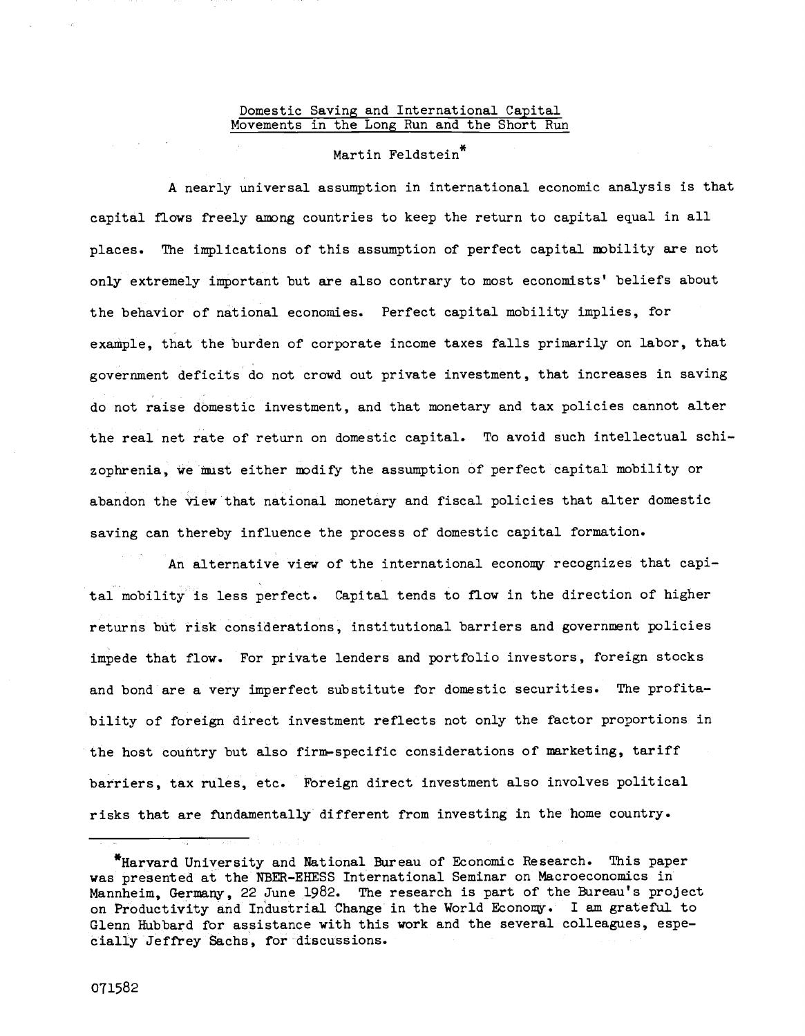# Domestic Saving and International Capital Movements in the Long Run and the Short Run

Martin Feldstein*

A nearly universal assumption in international economic analysis is that capital flows freely among countries to keep the return to capital equal in all places. The implications of this assumption of perfect capital mobility are not only extremely important but are also contrary to most economists' beliefs about the behavior of national economies. Perfect capital mobility implies, for example, that the burden of corporate income taxes falls primarily on labor, that government deficits do not crowd out private investment, that increases in saving do not raise domestic investment, and that monetary and tax policies cannot alter the real net rate of return on domestic capital. To avoid such intellectual schizophrenia, we must either modify the assumption of perfect capital mobility or abandon the view that national monetary and fiscal policies that alter domestic saving can thereby influence the process of domestic capital formation.

An alternative view of the international economy recognizes that capital mobility is less perfect. Capital tends to flow in the direction of higher returns but risk considerations, institutional barriers and government policies impede that flow. For private lenders and portfolio investors, foreign stocks and bond are a very imperfect substitute for domestic securities. The profitability of foreign direct investment reflects not only the factor proportions in the host country but also firm-specific considerations of marketing, tariff barriers, tax rules, etc. Foreign direct investment also involves political risks that are fundamentally different from investing in the home country.

---

*Harvard University and National Bureau of Economic Research. This paper was presented at the NBER-EHESS International Seminar on Macroeconomics in Mannheim, Germany, 22 June 1982. The research is part of the Bureau's project on Productivity and Industrial Change in the World Economy. I am grateful to Glenn Hubbard for assistance with this work and the several colleagues, especially Jeffrey Sachs, for discussions.

071582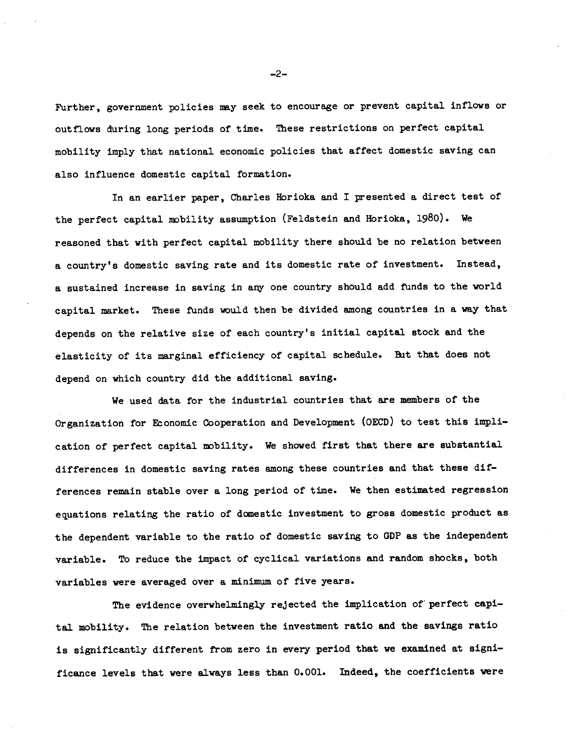Further, government policies may seek to encourage or prevent capital inflows or outflows during long periods of time. These restrictions on perfect capital mobility imply that national economic policies that affect domestic saving can also influence domestic capital formation.

In an earlier paper, Charles Horioka and I presented a direct test of the perfect capital mobility assumption (Feldstein and Horioka, 1980). We reasoned that with perfect capital mobility there should be no relation between a country's domestic saving rate and its domestic rate of investment. Instead, a sustained increase in saving in any one country should add funds to the world capital market. These funds would then be divided among countries in a way that depends on the relative size of each country's initial capital stock and the elasticity of its marginal efficiency of capital schedule. But that does not depend on which country did the additional saving.

We used data for the industrial countries that are members of the Organization for Economic Cooperation and Development (OECD) to test this implication of perfect capital mobility. We showed first that there are substantial differences in domestic saving rates among these countries and that these differences remain stable over a long period of time. We then estimated regression equations relating the ratio of domestic investment to gross domestic product as the dependent variable to the ratio of domestic saving to GDP as the independent variable. To reduce the impact of cyclical variations and random shocks, both variables were averaged over a minimum of five years.

The evidence overwhelmingly rejected the implication of perfect capital mobility. The relation between the investment ratio and the savings ratio is significantly different from zero in every period that we examined at significance levels that were always less than 0.001. Indeed, the coefficients were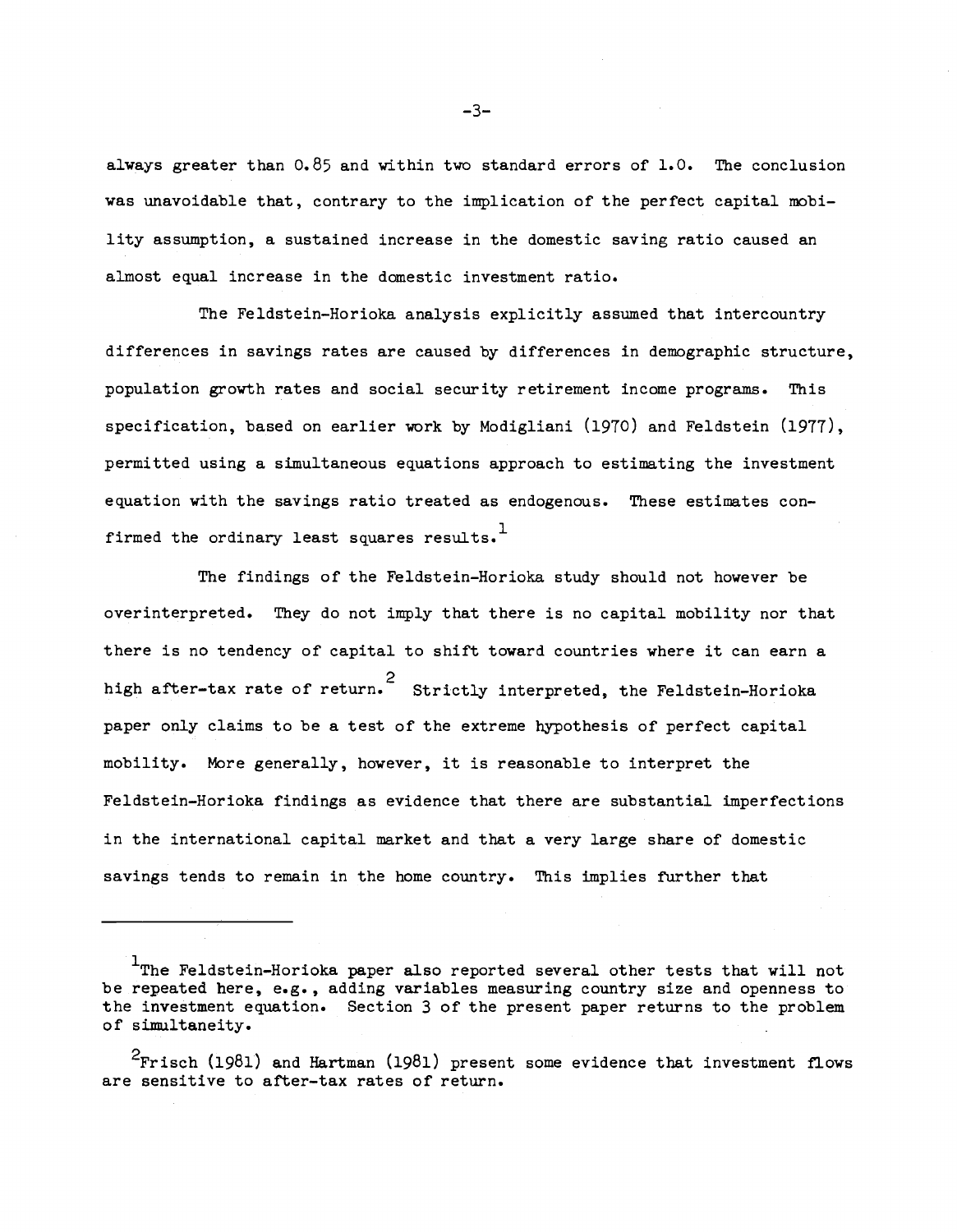always greater than 0.85 and within two standard errors of 1.0. The conclusion was unavoidable that, contrary to the implication of the perfect capital mobility assumption, a sustained increase in the domestic saving ratio caused an almost equal increase in the domestic investment ratio.

The Feldstein-Horioka analysis explicitly assumed that intercountry differences in savings rates are caused by differences in demographic structure, population growth rates and social security retirement income programs. This specification, based on earlier work by Modigliani (1970) and Feldstein (1977), permitted using a simultaneous equations approach to estimating the investment equation with the savings ratio treated as endogenous. These estimates confirmed the ordinary least squares results.[1]

The findings of the Feldstein-Horioka study should not however be overinterpreted. They do not imply that there is no capital mobility nor that there is no tendency of capital to shift toward countries where it can earn a high after-tax rate of return.[2] Strictly interpreted, the Feldstein-Horioka paper only claims to be a test of the extreme hypothesis of perfect capital mobility. More generally, however, it is reasonable to interpret the Feldstein-Horioka findings as evidence that there are substantial imperfections in the international capital market and that a very large share of domestic savings tends to remain in the home country. This implies further that

---

[1]The Feldstein-Horioka paper also reported several other tests that will not be repeated here, e.g., adding variables measuring country size and openness to the investment equation. Section 3 of the present paper returns to the problem of simultaneity.

[2]Frisch (1981) and Hartman (1981) present some evidence that investment flows are sensitive to after-tax rates of return.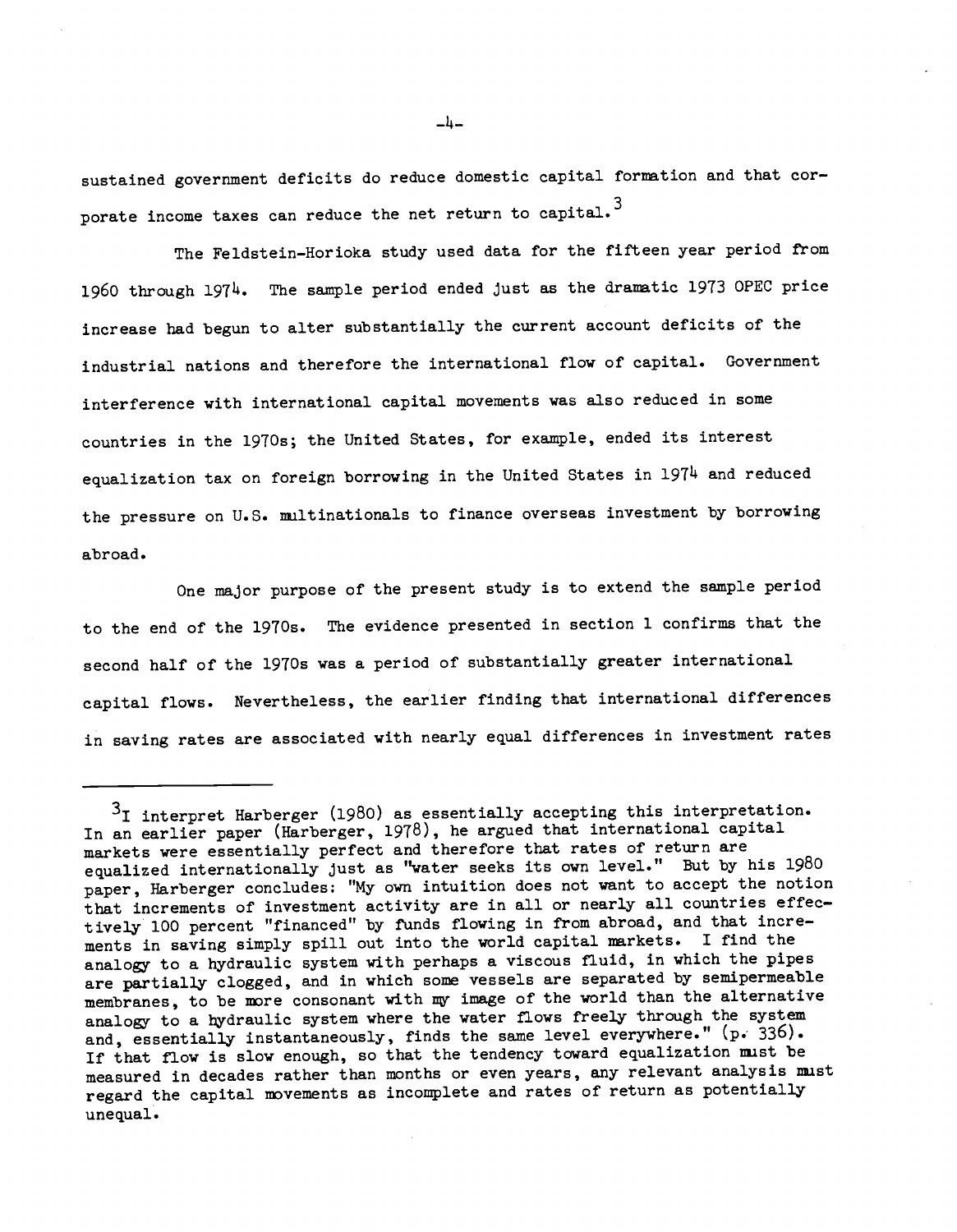sustained government deficits do reduce domestic capital formation and that corporate income taxes can reduce the net return to capital.[3]

The Feldstein-Horioka study used data for the fifteen year period from 1960 through 1974. The sample period ended just as the dramatic 1973 OPEC price increase had begun to alter substantially the current account deficits of the industrial nations and therefore the international flow of capital. Government interference with international capital movements was also reduced in some countries in the 1970s; the United States, for example, ended its interest equalization tax on foreign borrowing in the United States in 1974 and reduced the pressure on U.S. multinationals to finance overseas investment by borrowing abroad.

One major purpose of the present study is to extend the sample period to the end of the 1970s. The evidence presented in section 1 confirms that the second half of the 1970s was a period of substantially greater international capital flows. Nevertheless, the earlier finding that international differences in saving rates are associated with nearly equal differences in investment rates

---

[3] I interpret Harberger (1980) as essentially accepting this interpretation. In an earlier paper (Harberger, 1978), he argued that international capital markets were essentially perfect and therefore that rates of return are equalized internationally just as "water seeks its own level." But by his 1980 paper, Harberger concludes: "My own intuition does not want to accept the notion that increments of investment activity are in all or nearly all countries effectively 100 percent "financed" by funds flowing in from abroad, and that increments in saving simply spill out into the world capital markets. I find the analogy to a hydraulic system with perhaps a viscous fluid, in which the pipes are partially clogged, and in which some vessels are separated by semipermeable membranes, to be more consonant with my image of the world than the alternative analogy to a hydraulic system where the water flows freely through the system and, essentially instantaneously, finds the same level everywhere." (p. 336). If that flow is slow enough, so that the tendency toward equalization must be measured in decades rather than months or even years, any relevant analysis must regard the capital movements as incomplete and rates of return as potentially unequal.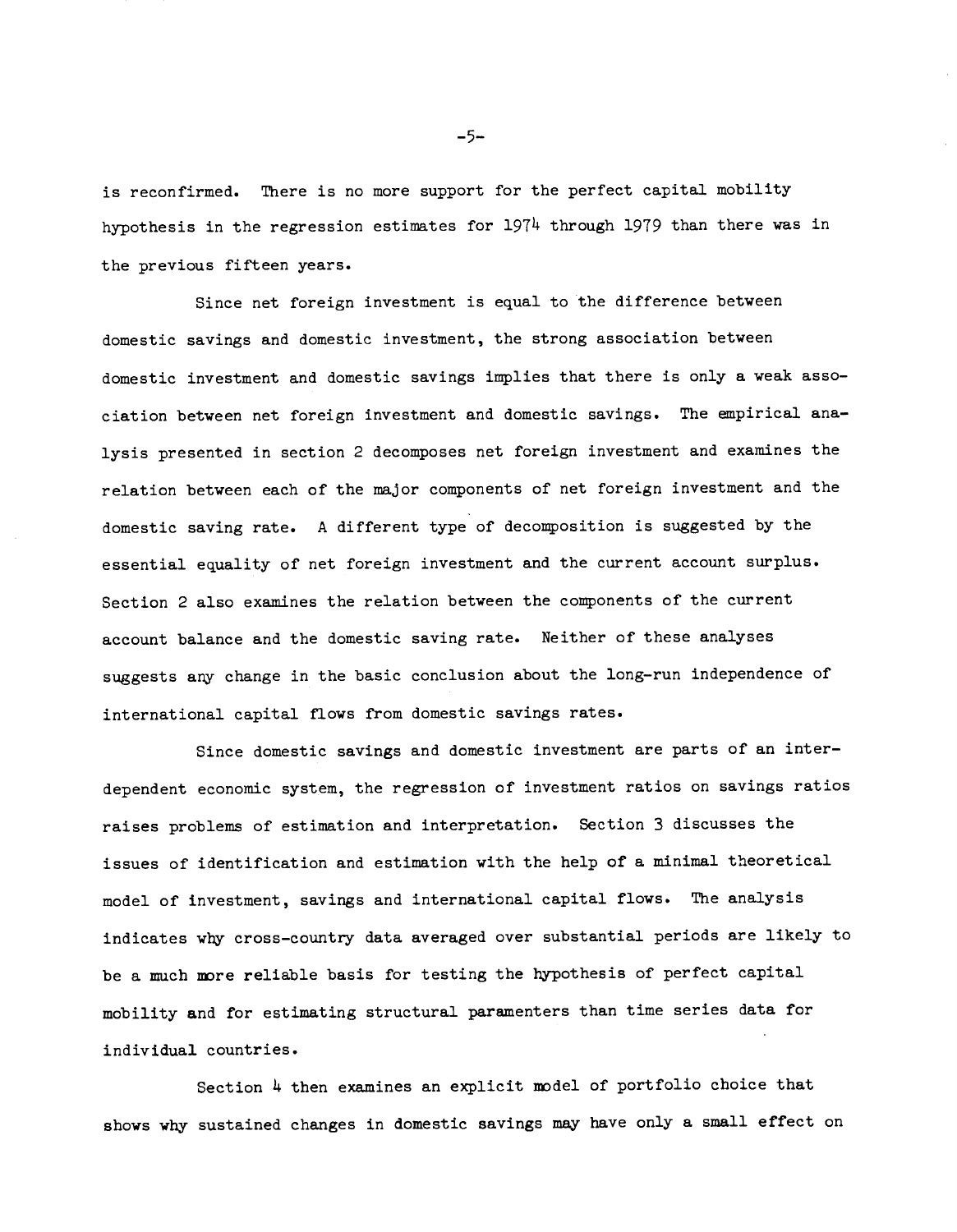is reconfirmed. There is no more support for the perfect capital mobility hypothesis in the regression estimates for 1974 through 1979 than there was in the previous fifteen years.

Since net foreign investment is equal to the difference between domestic savings and domestic investment, the strong association between domestic investment and domestic savings implies that there is only a weak association between net foreign investment and domestic savings. The empirical analysis presented in section 2 decomposes net foreign investment and examines the relation between each of the major components of net foreign investment and the domestic saving rate. A different type of decomposition is suggested by the essential equality of net foreign investment and the current account surplus. Section 2 also examines the relation between the components of the current account balance and the domestic saving rate. Neither of these analyses suggests any change in the basic conclusion about the long-run independence of international capital flows from domestic savings rates.

Since domestic savings and domestic investment are parts of an interdependent economic system, the regression of investment ratios on savings ratios raises problems of estimation and interpretation. Section 3 discusses the issues of identification and estimation with the help of a minimal theoretical model of investment, savings and international capital flows. The analysis indicates why cross-country data averaged over substantial periods are likely to be a much more reliable basis for testing the hypothesis of perfect capital mobility and for estimating structural paramenters than time series data for individual countries.

Section 4 then examines an explicit model of portfolio choice that shows why sustained changes in domestic savings may have only a small effect on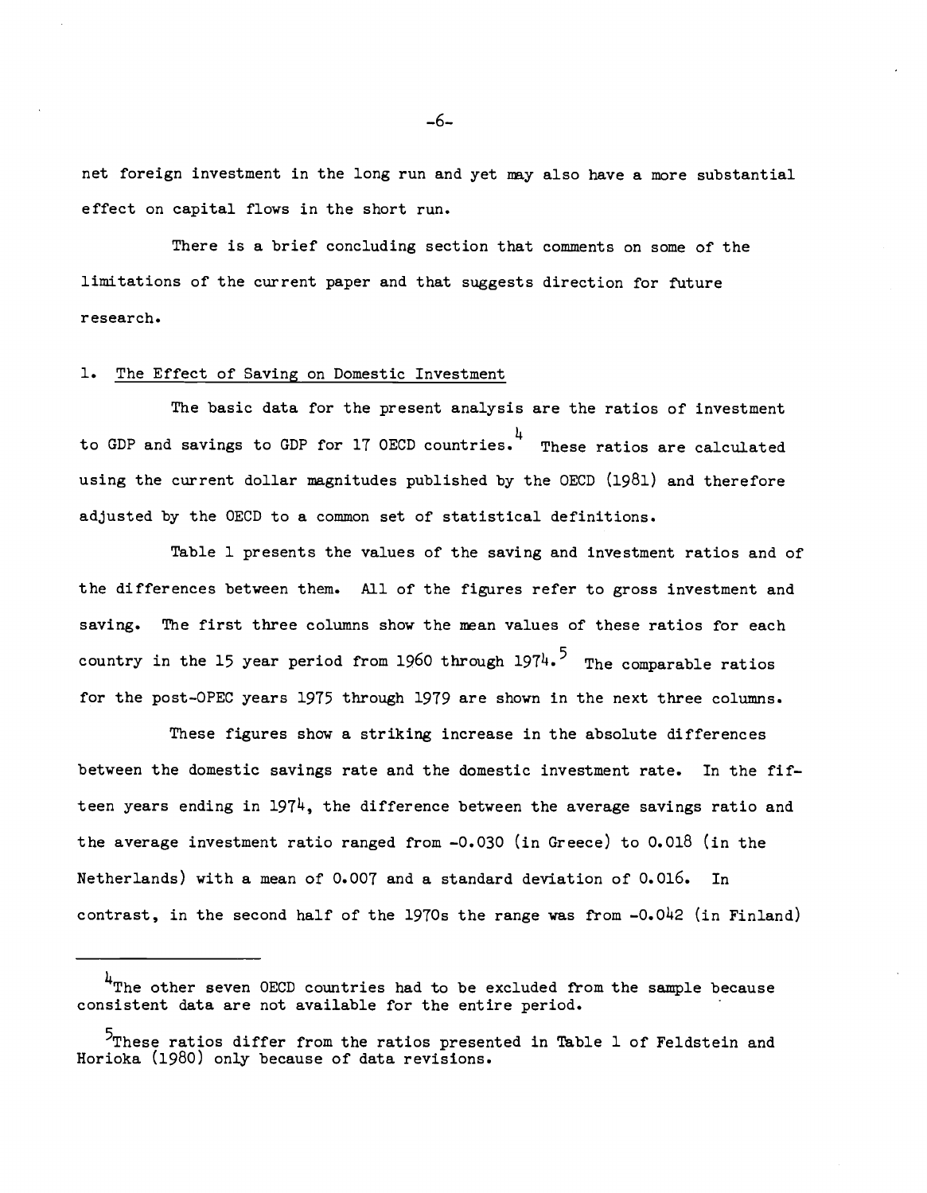net foreign investment in the long run and yet may also have a more substantial effect on capital flows in the short run.

There is a brief concluding section that comments on some of the limitations of the current paper and that suggests direction for future research.

## 1. The Effect of Saving on Domestic Investment

The basic data for the present analysis are the ratios of investment to GDP and savings to GDP for 17 OECD countries.[4] These ratios are calculated using the current dollar magnitudes published by the OECD (1981) and therefore adjusted by the OECD to a common set of statistical definitions.

Table 1 presents the values of the saving and investment ratios and of the differences between them. All of the figures refer to gross investment and saving. The first three columns show the mean values of these ratios for each country in the 15 year period from 1960 through 1974.[5] The comparable ratios for the post-OPEC years 1975 through 1979 are shown in the next three columns.

These figures show a striking increase in the absolute differences between the domestic savings rate and the domestic investment rate. In the fifteen years ending in 1974, the difference between the average savings ratio and the average investment ratio ranged from -0.030 (in Greece) to 0.018 (in the Netherlands) with a mean of 0.007 and a standard deviation of 0.016. In contrast, in the second half of the 1970s the range was from -0.042 (in Finland)

---

[4] The other seven OECD countries had to be excluded from the sample because consistent data are not available for the entire period.

[5] These ratios differ from the ratios presented in Table 1 of Feldstein and Horioka (1980) only because of data revisions.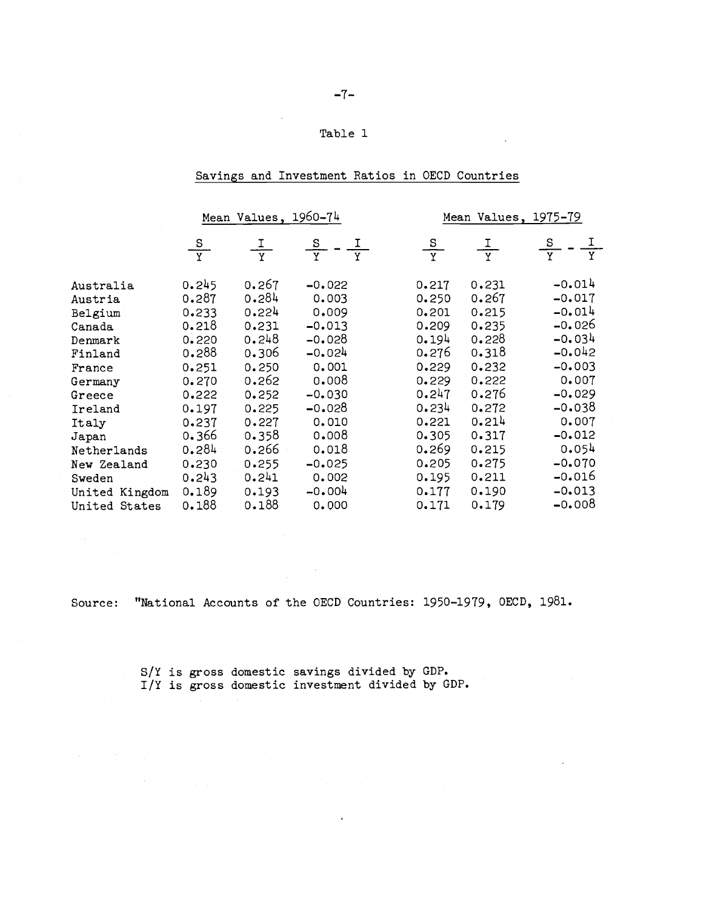Table 1

Savings and Investment Ratios in OECD Countries

| | Mean Values, 1960-74 | | | Mean Values, 1975-79 | | |
|---|---|---|---|---|---|---|
| | $\frac{S}{Y}$ | $\frac{I}{Y}$ | $\frac{S}{Y} - \frac{I}{Y}$ | $\frac{S}{Y}$ | $\frac{I}{Y}$ | $\frac{S}{Y} - \frac{I}{Y}$ |
| Australia | 0.245 | 0.267 | -0.022 | 0.217 | 0.231 | -0.014 |
| Austria | 0.287 | 0.284 | 0.003 | 0.250 | 0.267 | -0.017 |
| Belgium | 0.233 | 0.224 | 0.009 | 0.201 | 0.215 | -0.014 |
| Canada | 0.218 | 0.231 | -0.013 | 0.209 | 0.235 | -0.026 |
| Denmark | 0.220 | 0.248 | -0.028 | 0.194 | 0.228 | -0.034 |
| Finland | 0.288 | 0.306 | -0.024 | 0.276 | 0.318 | -0.042 |
| France | 0.251 | 0.250 | 0.001 | 0.229 | 0.232 | -0.003 |
| Germany | 0.270 | 0.262 | 0.008 | 0.229 | 0.222 | 0.007 |
| Greece | 0.222 | 0.252 | -0.030 | 0.247 | 0.276 | -0.029 |
| Ireland | 0.197 | 0.225 | -0.028 | 0.234 | 0.272 | -0.038 |
| Italy | 0.237 | 0.227 | 0.010 | 0.221 | 0.214 | 0.007 |
| Japan | 0.366 | 0.358 | 0.008 | 0.305 | 0.317 | -0.012 |
| Netherlands | 0.284 | 0.266 | 0.018 | 0.269 | 0.215 | 0.054 |
| New Zealand | 0.230 | 0.255 | -0.025 | 0.205 | 0.275 | -0.070 |
| Sweden | 0.243 | 0.241 | 0.002 | 0.195 | 0.211 | -0.016 |
| United Kingdom | 0.189 | 0.193 | -0.004 | 0.177 | 0.190 | -0.013 |
| United States | 0.188 | 0.188 | 0.000 | 0.171 | 0.179 | -0.008 |

Source: "National Accounts of the OECD Countries: 1950-1979, OECD, 1981.

S/Y is gross domestic savings divided by GDP.
I/Y is gross domestic investment divided by GDP.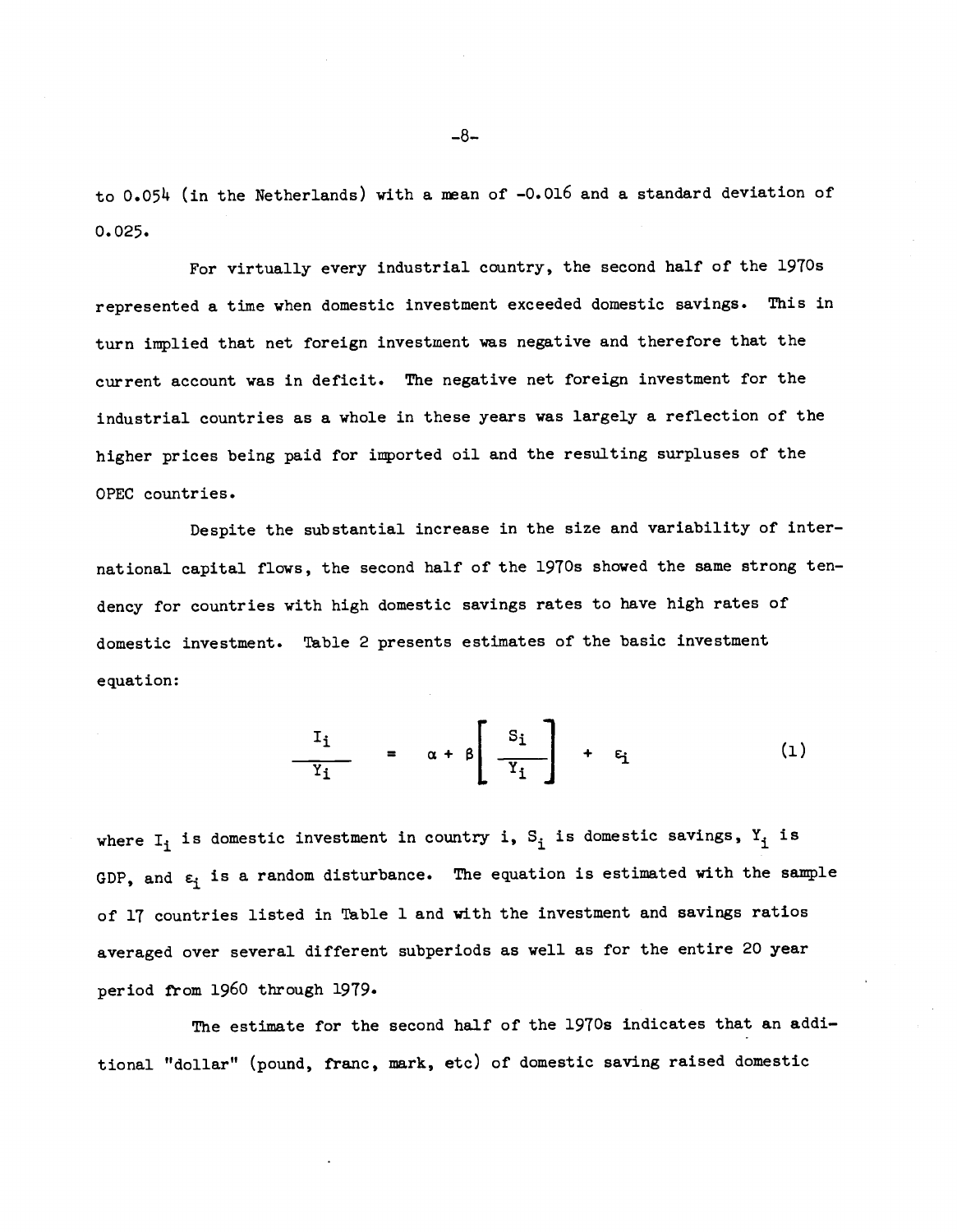to 0.054 (in the Netherlands) with a mean of -0.016 and a standard deviation of 0.025.

For virtually every industrial country, the second half of the 1970s represented a time when domestic investment exceeded domestic savings. This in turn implied that net foreign investment was negative and therefore that the current account was in deficit. The negative net foreign investment for the industrial countries as a whole in these years was largely a reflection of the higher prices being paid for imported oil and the resulting surpluses of the OPEC countries.

Despite the substantial increase in the size and variability of international capital flows, the second half of the 1970s showed the same strong tendency for countries with high domestic savings rates to have high rates of domestic investment. Table 2 presents estimates of the basic investment equation:

$$\frac{I_i}{Y_i} = \alpha + \beta\left[\frac{S_i}{Y_i}\right] + \varepsilon_i \tag{1}$$

where $I_i$ is domestic investment in country i, $S_i$ is domestic savings, $Y_i$ is GDP, and $\varepsilon_i$ is a random disturbance. The equation is estimated with the sample of 17 countries listed in Table 1 and with the investment and savings ratios averaged over several different subperiods as well as for the entire 20 year period from 1960 through 1979.

The estimate for the second half of the 1970s indicates that an additional "dollar" (pound, franc, mark, etc) of domestic saving raised domestic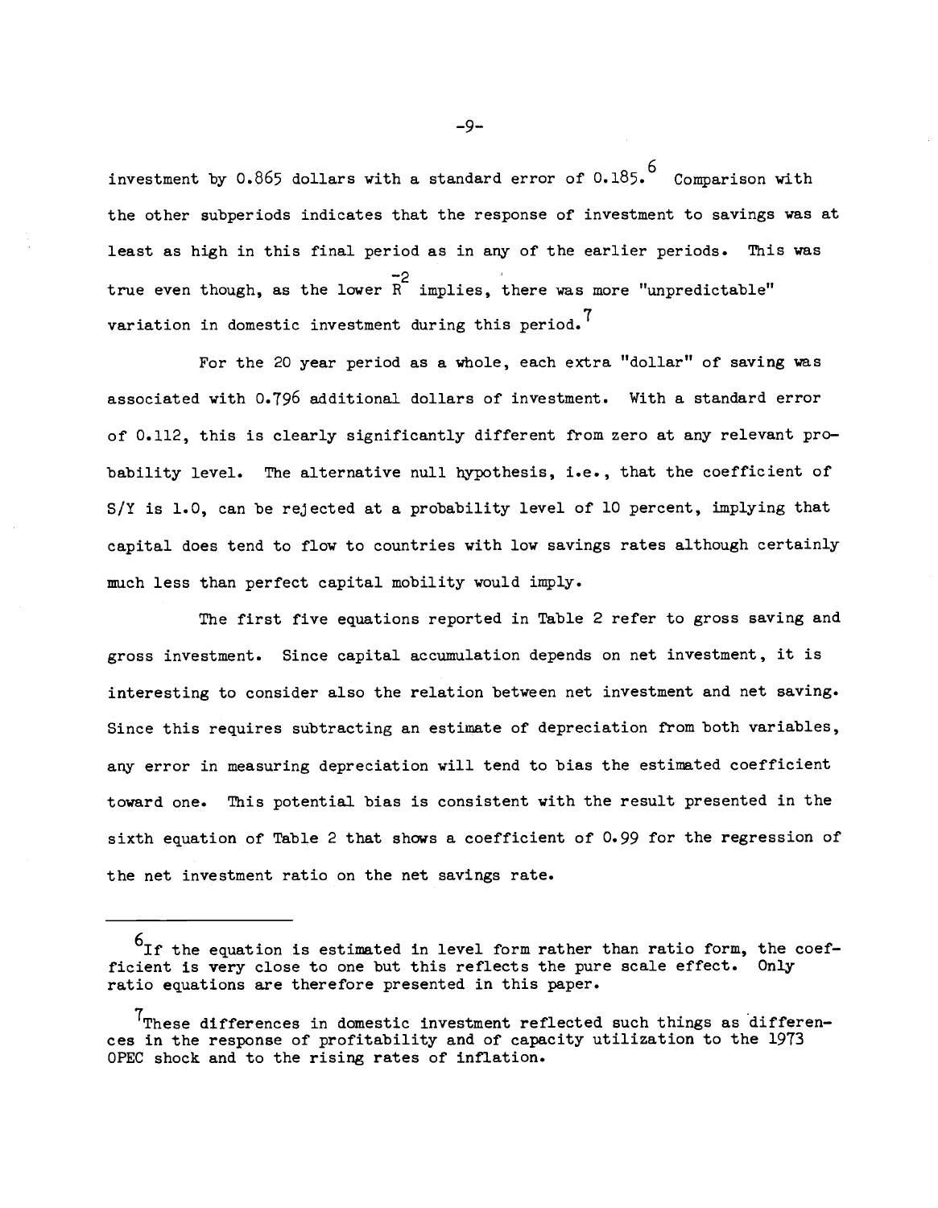investment by 0.865 dollars with a standard error of 0.185.[6] Comparison with the other subperiods indicates that the response of investment to savings was at least as high in this final period as in any of the earlier periods. This was true even though, as the lower $\bar{R}^2$ implies, there was more "unpredictable" variation in domestic investment during this period.[7]

For the 20 year period as a whole, each extra "dollar" of saving was associated with 0.796 additional dollars of investment. With a standard error of 0.112, this is clearly significantly different from zero at any relevant probability level. The alternative null hypothesis, i.e., that the coefficient of S/Y is 1.0, can be rejected at a probability level of 10 percent, implying that capital does tend to flow to countries with low savings rates although certainly much less than perfect capital mobility would imply.

The first five equations reported in Table 2 refer to gross saving and gross investment. Since capital accumulation depends on net investment, it is interesting to consider also the relation between net investment and net saving. Since this requires subtracting an estimate of depreciation from both variables, any error in measuring depreciation will tend to bias the estimated coefficient toward one. This potential bias is consistent with the result presented in the sixth equation of Table 2 that shows a coefficient of 0.99 for the regression of the net investment ratio on the net savings rate.

---

[6] If the equation is estimated in level form rather than ratio form, the coefficient is very close to one but this reflects the pure scale effect. Only ratio equations are therefore presented in this paper.

[7] These differences in domestic investment reflected such things as differences in the response of profitability and of capacity utilization to the 1973 OPEC shock and to the rising rates of inflation.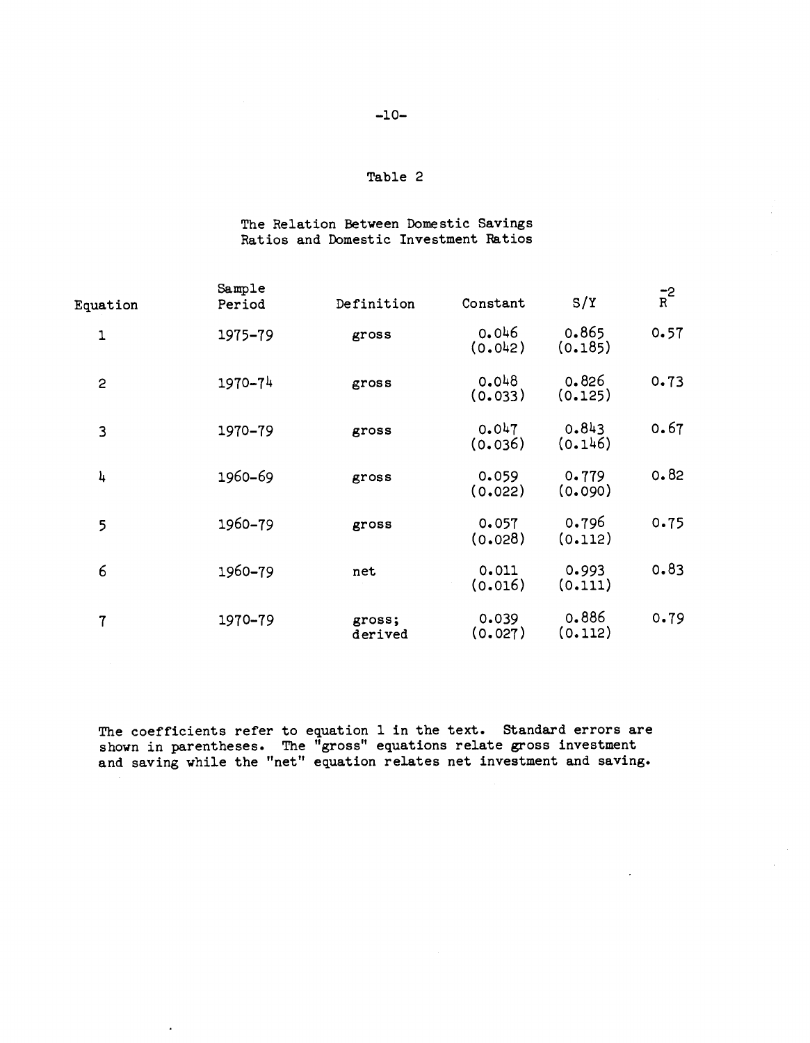Table 2

The Relation Between Domestic Savings Ratios and Domestic Investment Ratios

| Equation | Sample Period | Definition | Constant | S/Y | $\bar{R}^2$ |
|---|---|---|---|---|---|
| 1 | 1975-79 | gross | 0.046 (0.042) | 0.865 (0.185) | 0.57 |
| 2 | 1970-74 | gross | 0.048 (0.033) | 0.826 (0.125) | 0.73 |
| 3 | 1970-79 | gross | 0.047 (0.036) | 0.843 (0.146) | 0.67 |
| 4 | 1960-69 | gross | 0.059 (0.022) | 0.779 (0.090) | 0.82 |
| 5 | 1960-79 | gross | 0.057 (0.028) | 0.796 (0.112) | 0.75 |
| 6 | 1960-79 | net | 0.011 (0.016) | 0.993 (0.111) | 0.83 |
| 7 | 1970-79 | gross; derived | 0.039 (0.027) | 0.886 (0.112) | 0.79 |

The coefficients refer to equation 1 in the text. Standard errors are shown in parentheses. The "gross" equations relate gross investment and saving while the "net" equation relates net investment and saving.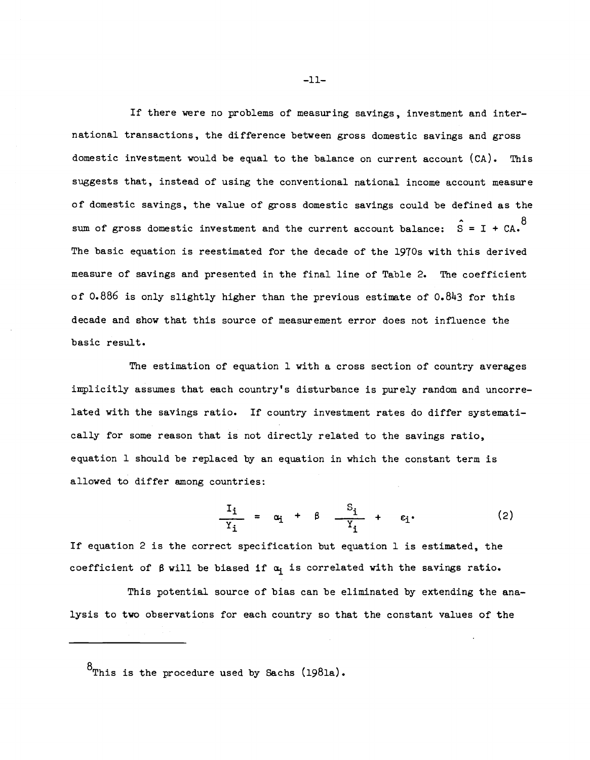If there were no problems of measuring savings, investment and international transactions, the difference between gross domestic savings and gross domestic investment would be equal to the balance on current account (CA). This suggests that, instead of using the conventional national income account measure of domestic savings, the value of gross domestic savings could be defined as the sum of gross domestic investment and the current account balance: $\hat{S} = I + CA$.[8] The basic equation is reestimated for the decade of the 1970s with this derived measure of savings and presented in the final line of Table 2. The coefficient of 0.886 is only slightly higher than the previous estimate of 0.843 for this decade and show that this source of measurement error does not influence the basic result.

The estimation of equation 1 with a cross section of country averages implicitly assumes that each country's disturbance is purely random and uncorrelated with the savings ratio. If country investment rates do differ systematically for some reason that is not directly related to the savings ratio, equation 1 should be replaced by an equation in which the constant term is allowed to differ among countries:

$$\frac{I_i}{Y_i} = \alpha_i + \beta \frac{S_i}{Y_i} + \varepsilon_i. \tag{2}$$

If equation 2 is the correct specification but equation 1 is estimated, the coefficient of $\beta$ will be biased if $\alpha_i$ is correlated with the savings ratio.

This potential source of bias can be eliminated by extending the analysis to two observations for each country so that the constant values of the

---

[8] This is the procedure used by Sachs (1981a).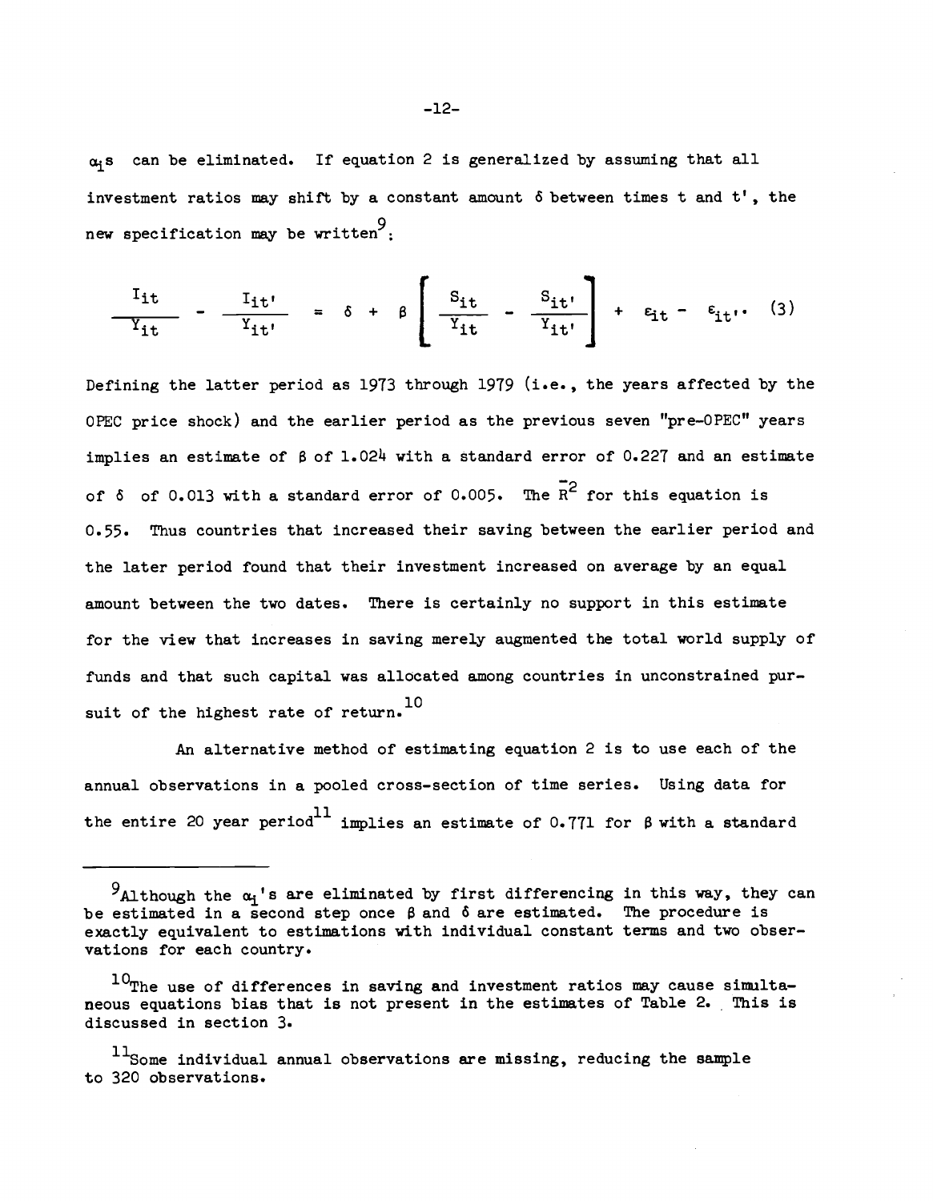$\alpha_i$s can be eliminated. If equation 2 is generalized by assuming that all investment ratios may shift by a constant amount $\delta$ between times t and t', the new specification may be written[9]:

$$\frac{I_{it}}{Y_{it}} - \frac{I_{it'}}{Y_{it'}} = \delta + \beta \left[ \frac{S_{it}}{Y_{it}} - \frac{S_{it'}}{Y_{it'}} \right] + \varepsilon_{it} - \varepsilon_{it'}. \quad (3)$$

Defining the latter period as 1973 through 1979 (i.e., the years affected by the OPEC price shock) and the earlier period as the previous seven "pre-OPEC" years implies an estimate of $\beta$ of 1.024 with a standard error of 0.227 and an estimate of $\delta$ of 0.013 with a standard error of 0.005. The $\bar{R}^2$ for this equation is 0.55. Thus countries that increased their saving between the earlier period and the later period found that their investment increased on average by an equal amount between the two dates. There is certainly no support in this estimate for the view that increases in saving merely augmented the total world supply of funds and that such capital was allocated among countries in unconstrained pursuit of the highest rate of return.[10]

An alternative method of estimating equation 2 is to use each of the annual observations in a pooled cross-section of time series. Using data for the entire 20 year period[11] implies an estimate of 0.771 for $\beta$ with a standard

---

[9] Although the $\alpha_i$'s are eliminated by first differencing in this way, they can be estimated in a second step once $\beta$ and $\delta$ are estimated. The procedure is exactly equivalent to estimations with individual constant terms and two observations for each country.

[10] The use of differences in saving and investment ratios may cause simultaneous equations bias that is not present in the estimates of Table 2. This is discussed in section 3.

[11] Some individual annual observations are missing, reducing the sample to 320 observations.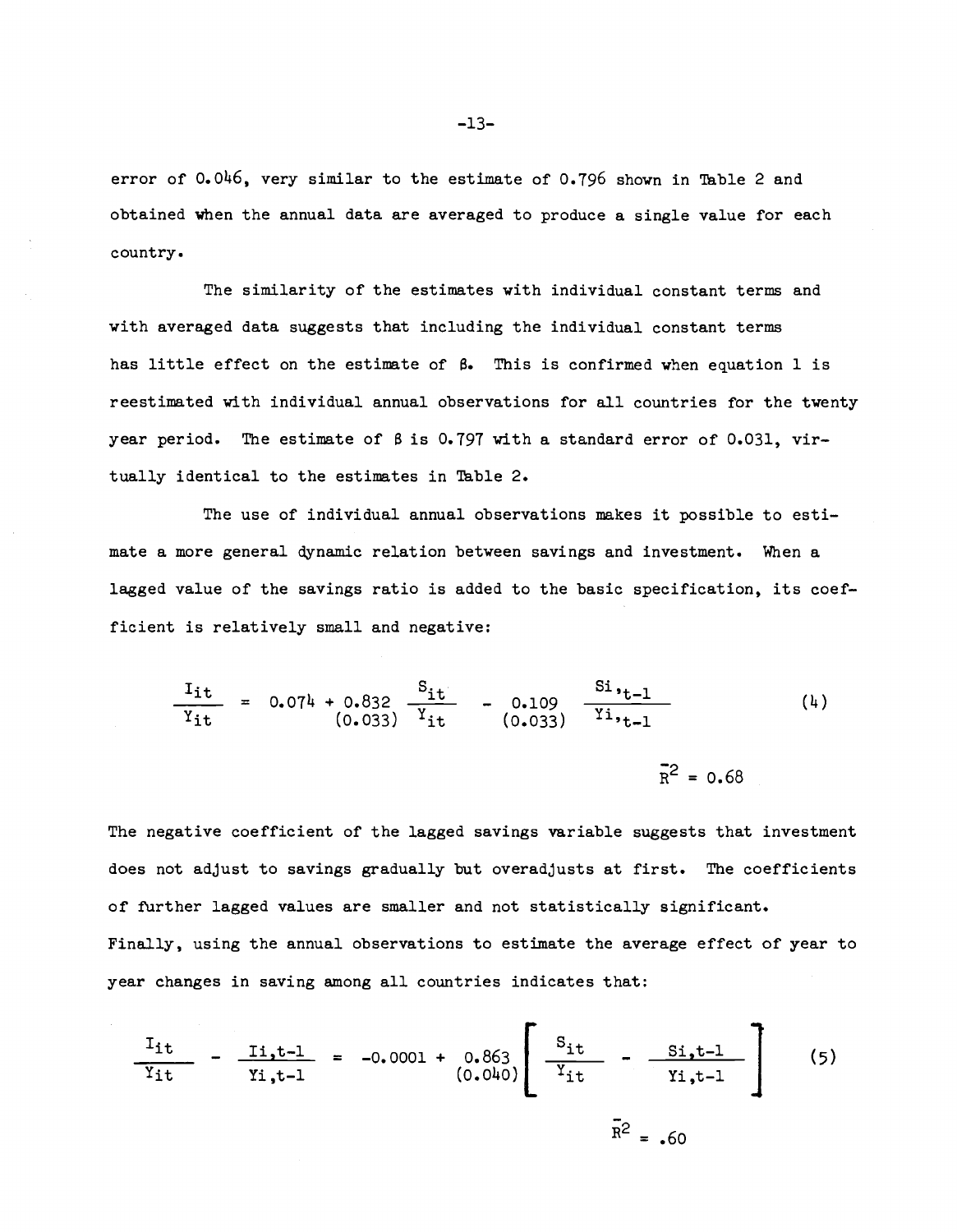error of 0.046, very similar to the estimate of 0.796 shown in Table 2 and obtained when the annual data are averaged to produce a single value for each country.

The similarity of the estimates with individual constant terms and with averaged data suggests that including the individual constant terms has little effect on the estimate of $\beta$. This is confirmed when equation 1 is reestimated with individual annual observations for all countries for the twenty year period. The estimate of $\beta$ is 0.797 with a standard error of 0.031, virtually identical to the estimates in Table 2.

The use of individual annual observations makes it possible to estimate a more general dynamic relation between savings and investment. When a lagged value of the savings ratio is added to the basic specification, its coefficient is relatively small and negative:

$$\frac{I_{it}}{Y_{it}} = \underset{}{0.074} + \underset{(0.033)}{0.832} \frac{S_{it}}{Y_{it}} - \underset{(0.033)}{0.109} \frac{S_{i,t-1}}{Y_{i,t-1}} \tag{4}$$

$$\bar{R}^2 = 0.68$$

The negative coefficient of the lagged savings variable suggests that investment does not adjust to savings gradually but overadjusts at first. The coefficients of further lagged values are smaller and not statistically significant.

Finally, using the annual observations to estimate the average effect of year to year changes in saving among all countries indicates that:

$$\frac{I_{it}}{Y_{it}} - \frac{I_{i,t-1}}{Y_{i,t-1}} = -0.0001 + \underset{(0.040)}{0.863} \left[ \frac{S_{it}}{Y_{it}} - \frac{S_{i,t-1}}{Y_{i,t-1}} \right] \tag{5}$$

$$\bar{R}^2 = .60$$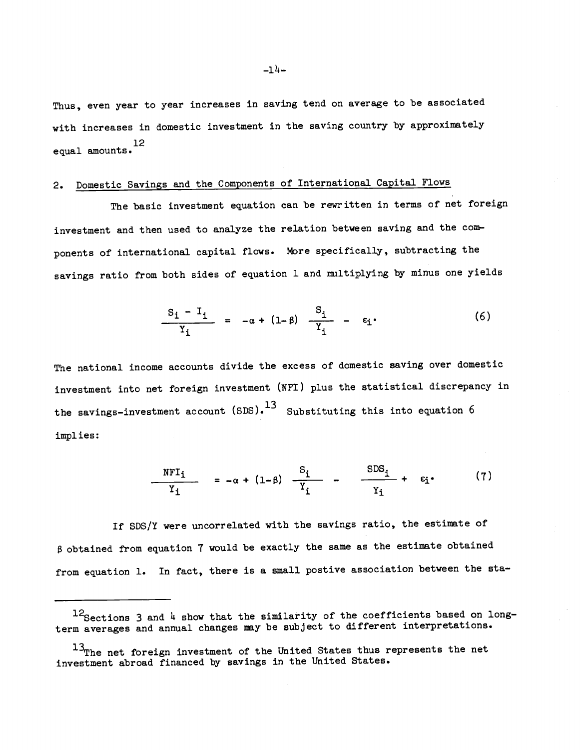Thus, even year to year increases in saving tend on average to be associated with increases in domestic investment in the saving country by approximately equal amounts.[12]

## 2. Domestic Savings and the Components of International Capital Flows

The basic investment equation can be rewritten in terms of net foreign investment and then used to analyze the relation between saving and the components of international capital flows. More specifically, subtracting the savings ratio from both sides of equation 1 and multiplying by minus one yields

$$\frac{S_i - I_i}{Y_i} = -\alpha + (1-\beta) \frac{S_i}{Y_i} - \varepsilon_i. \tag{6}$$

The national income accounts divide the excess of domestic saving over domestic investment into net foreign investment (NFI) plus the statistical discrepancy in the savings-investment account (SDS).[13] Substituting this into equation 6 implies:

$$\frac{NFI_i}{Y_i} = -\alpha + (1-\beta) \frac{S_i}{Y_i} - \frac{SDS_i}{Y_i} + \varepsilon_i. \tag{7}$$

If SDS/Y were uncorrelated with the savings ratio, the estimate of $\beta$ obtained from equation 7 would be exactly the same as the estimate obtained from equation 1. In fact, there is a small postive association between the sta-

---

[12] Sections 3 and 4 show that the similarity of the coefficients based on long-term averages and annual changes may be subject to different interpretations.

[13] The net foreign investment of the United States thus represents the net investment abroad financed by savings in the United States.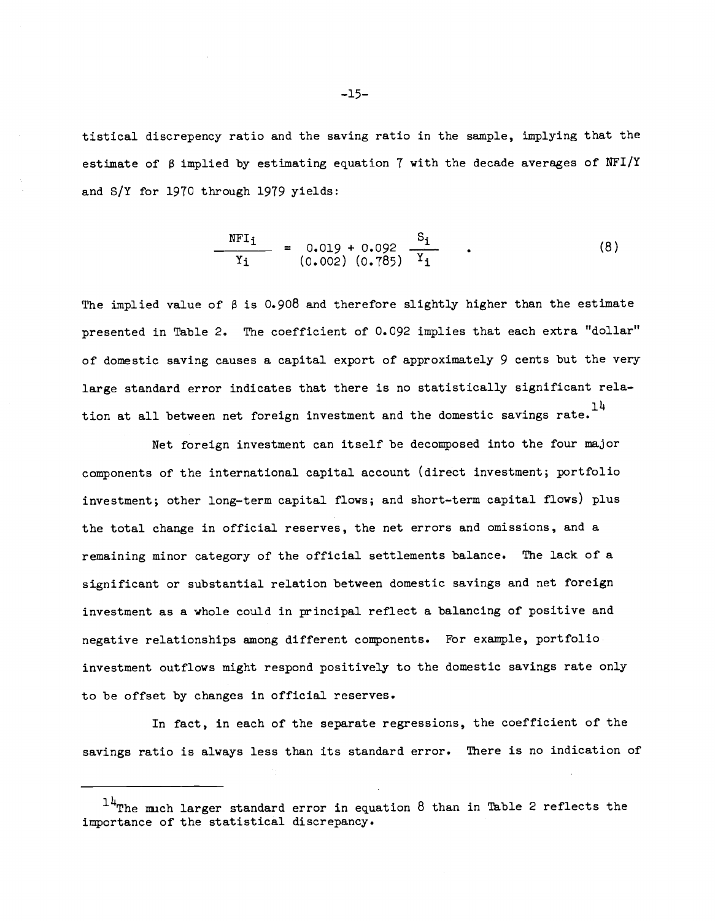tistical discrepancy ratio and the saving ratio in the sample, implying that the estimate of $\beta$ implied by estimating equation 7 with the decade averages of NFI/Y and S/Y for 1970 through 1979 yields:

$$\frac{NFI_i}{Y_i} = \underset{(0.002)}{0.019} + \underset{(0.785)}{0.092} \frac{S_i}{Y_i} \quad . \tag{8}$$

The implied value of $\beta$ is 0.908 and therefore slightly higher than the estimate presented in Table 2. The coefficient of 0.092 implies that each extra "dollar" of domestic saving causes a capital export of approximately 9 cents but the very large standard error indicates that there is no statistically significant relation at all between net foreign investment and the domestic savings rate.[14]

Net foreign investment can itself be decomposed into the four major components of the international capital account (direct investment; portfolio investment; other long-term capital flows; and short-term capital flows) plus the total change in official reserves, the net errors and omissions, and a remaining minor category of the official settlements balance. The lack of a significant or substantial relation between domestic savings and net foreign investment as a whole could in principal reflect a balancing of positive and negative relationships among different components. For example, portfolio investment outflows might respond positively to the domestic savings rate only to be offset by changes in official reserves.

In fact, in each of the separate regressions, the coefficient of the savings ratio is always less than its standard error. There is no indication of

---

[14]The much larger standard error in equation 8 than in Table 2 reflects the importance of the statistical discrepancy.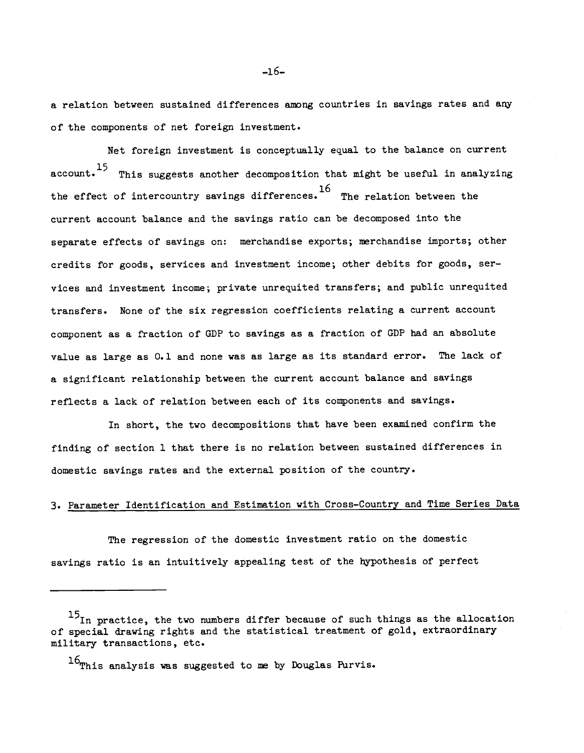a relation between sustained differences among countries in savings rates and any of the components of net foreign investment.

Net foreign investment is conceptually equal to the balance on current account.[15] This suggests another decomposition that might be useful in analyzing the effect of intercountry savings differences.[16] The relation between the current account balance and the savings ratio can be decomposed into the separate effects of savings on: merchandise exports; merchandise imports; other credits for goods, services and investment income; other debits for goods, services and investment income; private unrequited transfers; and public unrequited transfers. None of the six regression coefficients relating a current account component as a fraction of GDP to savings as a fraction of GDP had an absolute value as large as 0.1 and none was as large as its standard error. The lack of a significant relationship between the current account balance and savings reflects a lack of relation between each of its components and savings.

In short, the two decompositions that have been examined confirm the finding of section 1 that there is no relation between sustained differences in domestic savings rates and the external position of the country.

## 3. Parameter Identification and Estimation with Cross-Country and Time Series Data

The regression of the domestic investment ratio on the domestic savings ratio is an intuitively appealing test of the hypothesis of perfect

---

[15] In practice, the two numbers differ because of such things as the allocation of special drawing rights and the statistical treatment of gold, extraordinary military transactions, etc.

[16] This analysis was suggested to me by Douglas Purvis.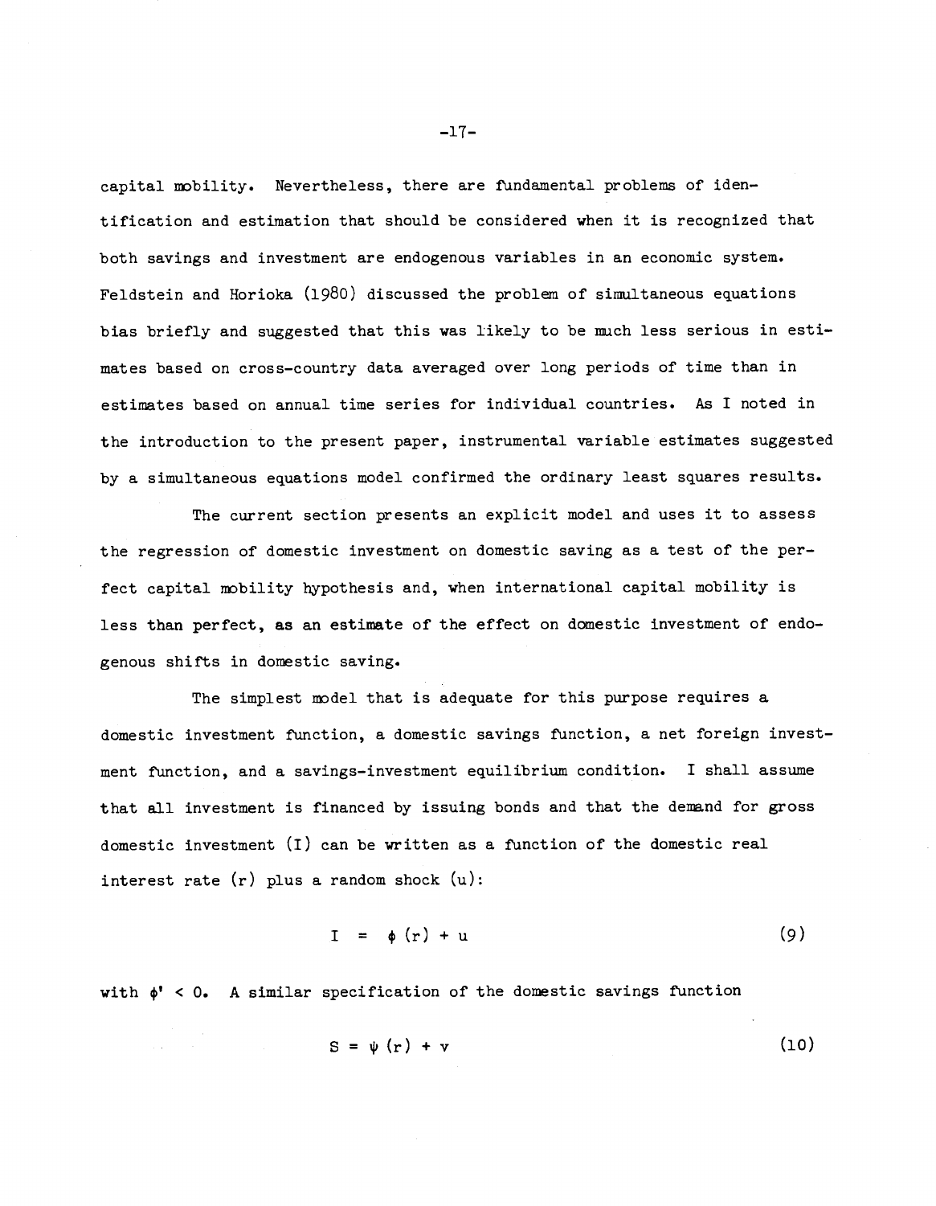capital mobility. Nevertheless, there are fundamental problems of identification and estimation that should be considered when it is recognized that both savings and investment are endogenous variables in an economic system. Feldstein and Horioka (1980) discussed the problem of simultaneous equations bias briefly and suggested that this was likely to be much less serious in estimates based on cross-country data averaged over long periods of time than in estimates based on annual time series for individual countries. As I noted in the introduction to the present paper, instrumental variable estimates suggested by a simultaneous equations model confirmed the ordinary least squares results.

The current section presents an explicit model and uses it to assess the regression of domestic investment on domestic saving as a test of the perfect capital mobility hypothesis and, when international capital mobility is less than perfect, as an estimate of the effect on domestic investment of endogenous shifts in domestic saving.

The simplest model that is adequate for this purpose requires a domestic investment function, a domestic savings function, a net foreign investment function, and a savings-investment equilibrium condition. I shall assume that all investment is financed by issuing bonds and that the demand for gross domestic investment (I) can be written as a function of the domestic real interest rate (r) plus a random shock (u):

$$I = \phi(r) + u \tag{9}$$

with $\phi' < 0$. A similar specification of the domestic savings function

$$S = \psi(r) + v \tag{10}$$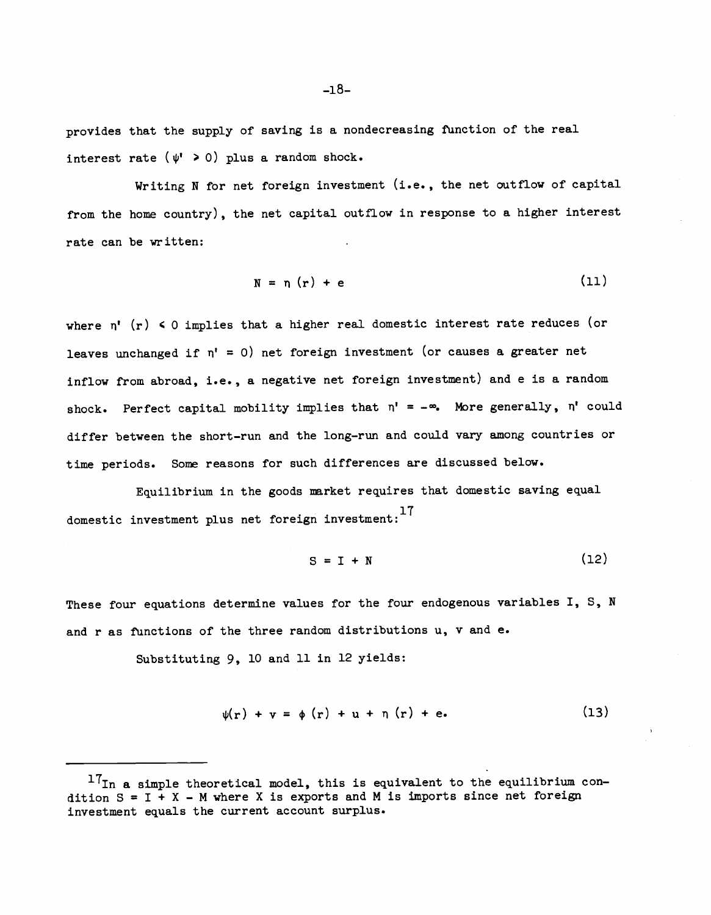provides that the supply of saving is a nondecreasing function of the real interest rate ($\psi' \geq 0$) plus a random shock.

Writing N for net foreign investment (i.e., the net outflow of capital from the home country), the net capital outflow in response to a higher interest rate can be written:

$$N = \eta (r) + e \tag{11}$$

where $\eta' (r) \leq 0$ implies that a higher real domestic interest rate reduces (or leaves unchanged if $\eta' = 0$) net foreign investment (or causes a greater net inflow from abroad, i.e., a negative net foreign investment) and e is a random shock. Perfect capital mobility implies that $\eta' = -\infty$. More generally, $\eta'$ could differ between the short-run and the long-run and could vary among countries or time periods. Some reasons for such differences are discussed below.

Equilibrium in the goods market requires that domestic saving equal domestic investment plus net foreign investment:[17]

$$S = I + N \tag{12}$$

These four equations determine values for the four endogenous variables I, S, N and r as functions of the three random distributions u, v and e.

Substituting 9, 10 and 11 in 12 yields:

$$\psi(r) + v = \phi (r) + u + \eta (r) + e. \tag{13}$$

---

[17] In a simple theoretical model, this is equivalent to the equilibrium condition $S = I + X - M$ where X is exports and M is imports since net foreign investment equals the current account surplus.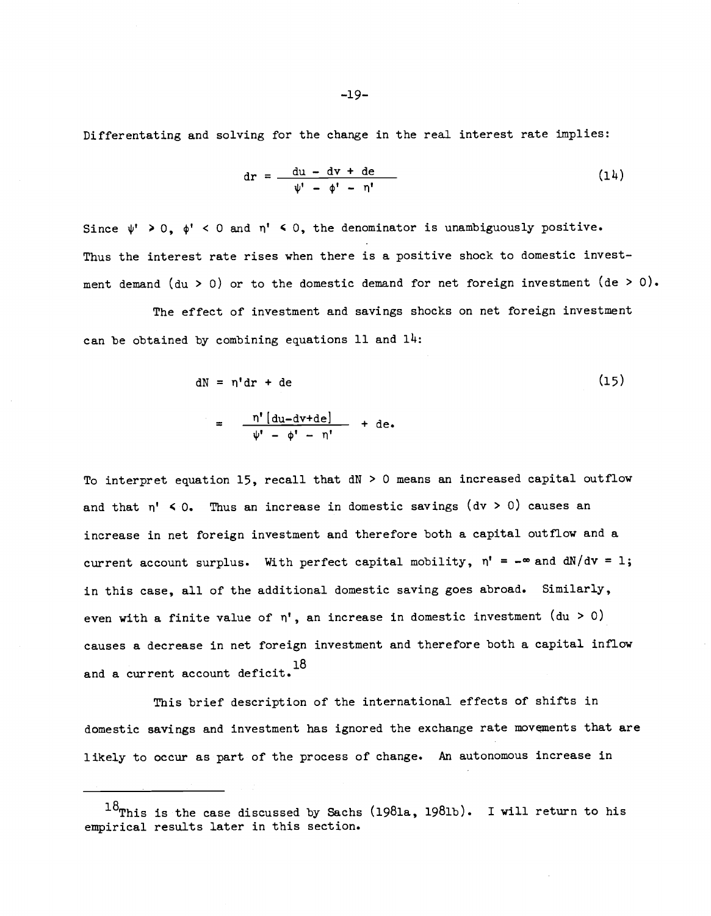Differentating and solving for the change in the real interest rate implies:

$$dr = \frac{du - dv + de}{\psi' - \phi' - \eta'} \tag{14}$$

Since $\psi' > 0$, $\phi' < 0$ and $\eta' < 0$, the denominator is unambiguously positive. Thus the interest rate rises when there is a positive shock to domestic investment demand ($du > 0$) or to the domestic demand for net foreign investment ($de > 0$).

The effect of investment and savings shocks on net foreign investment can be obtained by combining equations 11 and 14:

$$\begin{aligned} dN &= \eta' dr + de \\ &= \frac{\eta' [du - dv + de]}{\psi' - \phi' - \eta'} + de. \end{aligned} \tag{15}$$

To interpret equation 15, recall that $dN > 0$ means an increased capital outflow and that $\eta' < 0$. Thus an increase in domestic savings ($dv > 0$) causes an increase in net foreign investment and therefore both a capital outflow and a current account surplus. With perfect capital mobility, $\eta' = -\infty$ and $dN/dv = 1$; in this case, all of the additional domestic saving goes abroad. Similarly, even with a finite value of $\eta'$, an increase in domestic investment ($du > 0$) causes a decrease in net foreign investment and therefore both a capital inflow and a current account deficit.[18]

This brief description of the international effects of shifts in domestic savings and investment has ignored the exchange rate movements that are likely to occur as part of the process of change. An autonomous increase in

---

[18] This is the case discussed by Sachs (1981a, 1981b). I will return to his empirical results later in this section.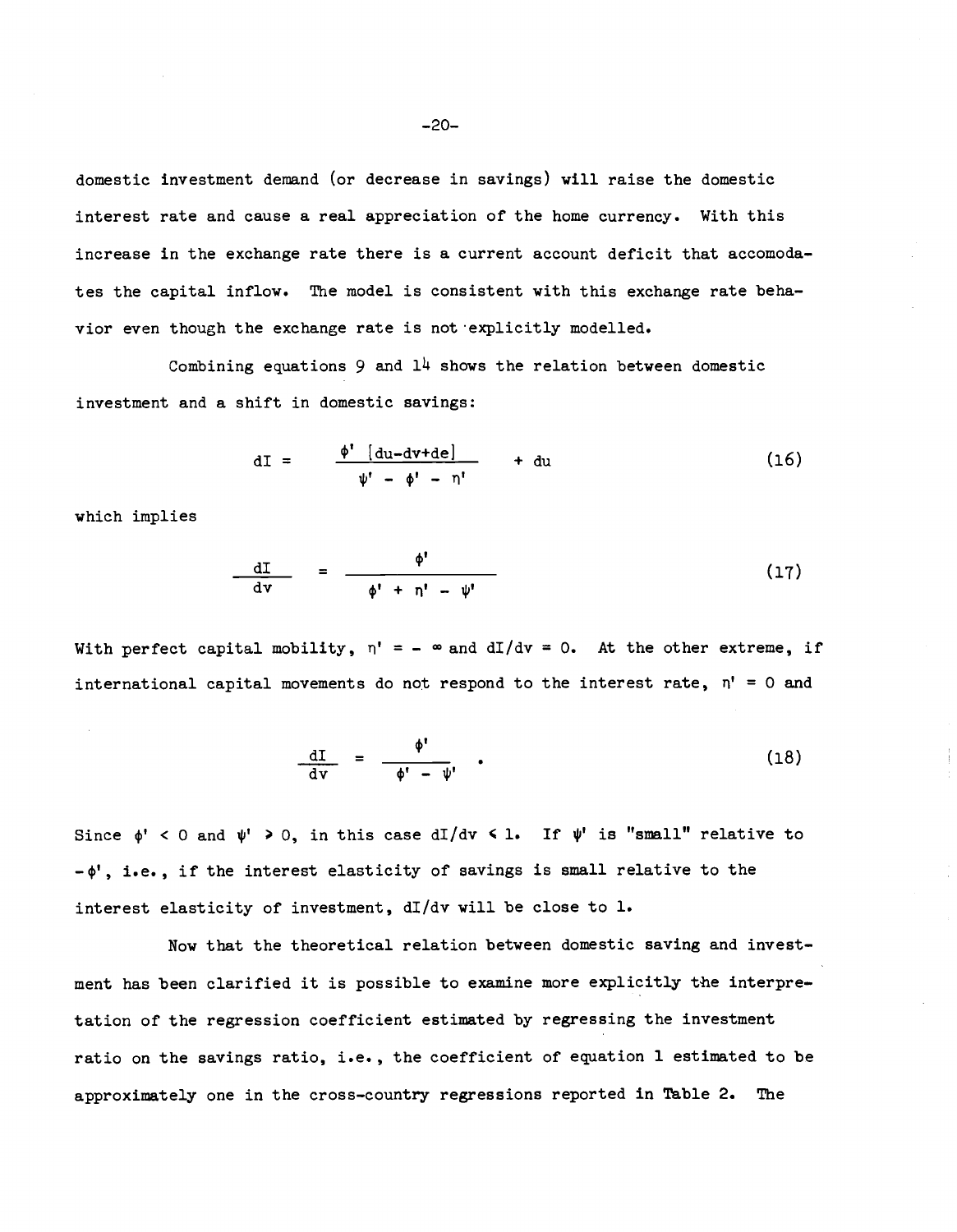domestic investment demand (or decrease in savings) will raise the domestic interest rate and cause a real appreciation of the home currency. With this increase in the exchange rate there is a current account deficit that accomodates the capital inflow. The model is consistent with this exchange rate behavior even though the exchange rate is not explicitly modelled.

Combining equations 9 and 14 shows the relation between domestic investment and a shift in domestic savings:

$$dI = \frac{\phi' \, [du - dv + de]}{\psi' - \phi' - \eta'} + du \tag{16}$$

which implies

$$\frac{dI}{dv} = \frac{\phi'}{\phi' + \eta' - \psi'} \tag{17}$$

With perfect capital mobility, $\eta' = -\infty$ and $dI/dv = 0$. At the other extreme, if international capital movements do not respond to the interest rate, $\eta' = 0$ and

$$\frac{dI}{dv} = \frac{\phi'}{\phi' - \psi'} \, . \tag{18}$$

Since $\phi' < 0$ and $\psi' > 0$, in this case $dI/dv < 1$. If $\psi'$ is "small" relative to $-\phi'$, i.e., if the interest elasticity of savings is small relative to the interest elasticity of investment, $dI/dv$ will be close to 1.

Now that the theoretical relation between domestic saving and investment has been clarified it is possible to examine more explicitly the interpretation of the regression coefficient estimated by regressing the investment ratio on the savings ratio, i.e., the coefficient of equation 1 estimated to be approximately one in the cross-country regressions reported in Table 2. The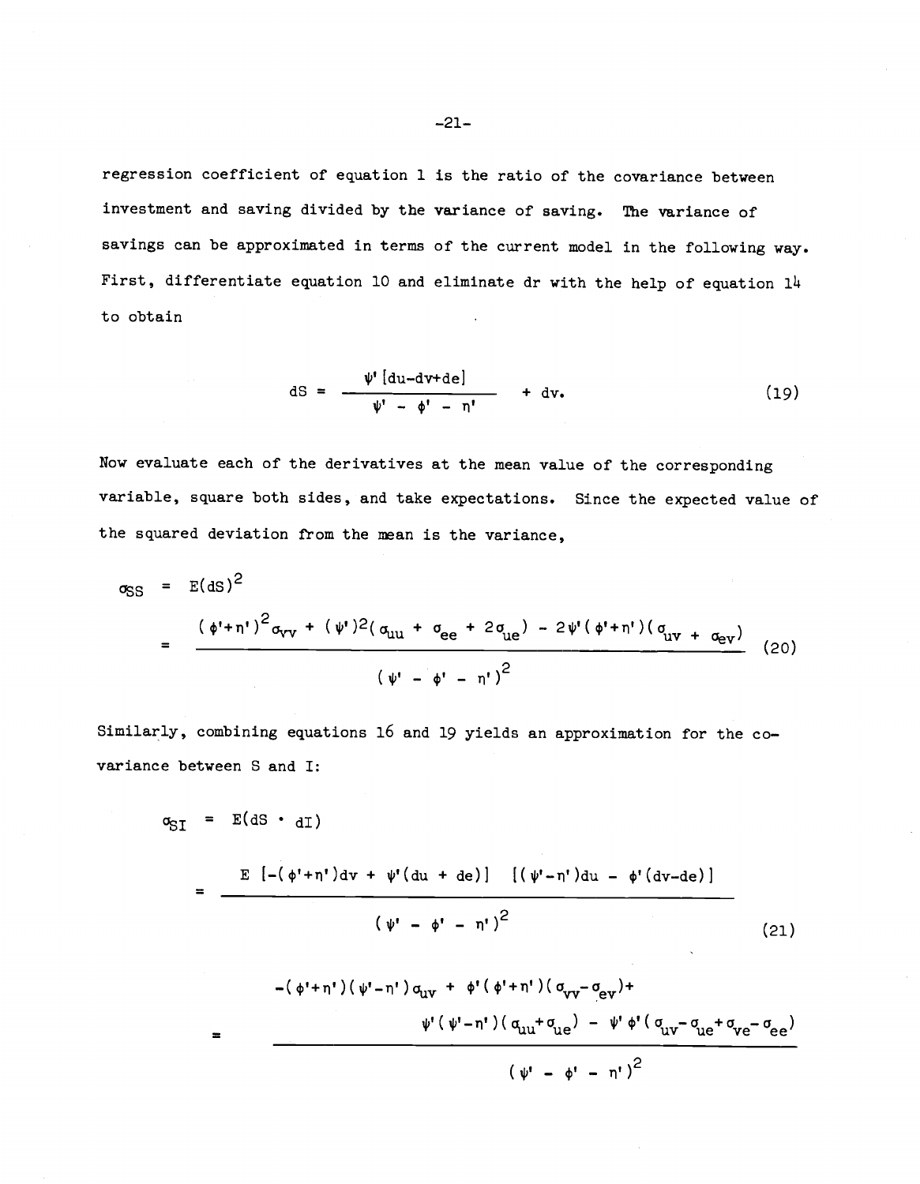regression coefficient of equation 1 is the ratio of the covariance between investment and saving divided by the variance of saving. The variance of savings can be approximated in terms of the current model in the following way. First, differentiate equation 10 and eliminate dr with the help of equation 14 to obtain

$$dS = \frac{\psi' [du - dv + de]}{\psi' - \phi' - \eta'} + dv. \tag{19}$$

Now evaluate each of the derivatives at the mean value of the corresponding variable, square both sides, and take expectations. Since the expected value of the squared deviation from the mean is the variance,

$$\sigma_{SS} = E(dS)^2$$

$$= \frac{(\phi'+\eta')^2 \sigma_{vv} + (\psi')^2(\sigma_{uu} + \sigma_{ee} + 2\sigma_{ue}) - 2\psi'(\phi'+\eta')(\sigma_{uv} + \sigma_{ev})}{(\psi' - \phi' - \eta')^2} \tag{20}$$

Similarly, combining equations 16 and 19 yields an approximation for the covariance between S and I:

$$\sigma_{SI} = E(dS \cdot dI)$$

$$= \frac{E\ [-(\phi'+\eta')dv + \psi'(du + de)]\ \ [(\psi'-\eta')du - \phi'(dv-de)]}{(\psi' - \phi' - \eta')^2} \tag{21}$$

$$= \frac{-(\phi'+\eta')(\psi'-\eta')\sigma_{uv} + \phi'(\phi'+\eta')(\sigma_{vv}-\sigma_{ev}) + \psi'(\psi'-\eta')(\sigma_{uu}+\sigma_{ue}) - \psi'\phi'(\sigma_{uv}-\sigma_{ue}+\sigma_{ve}-\sigma_{ee})}{(\psi' - \phi' - \eta')^2}$$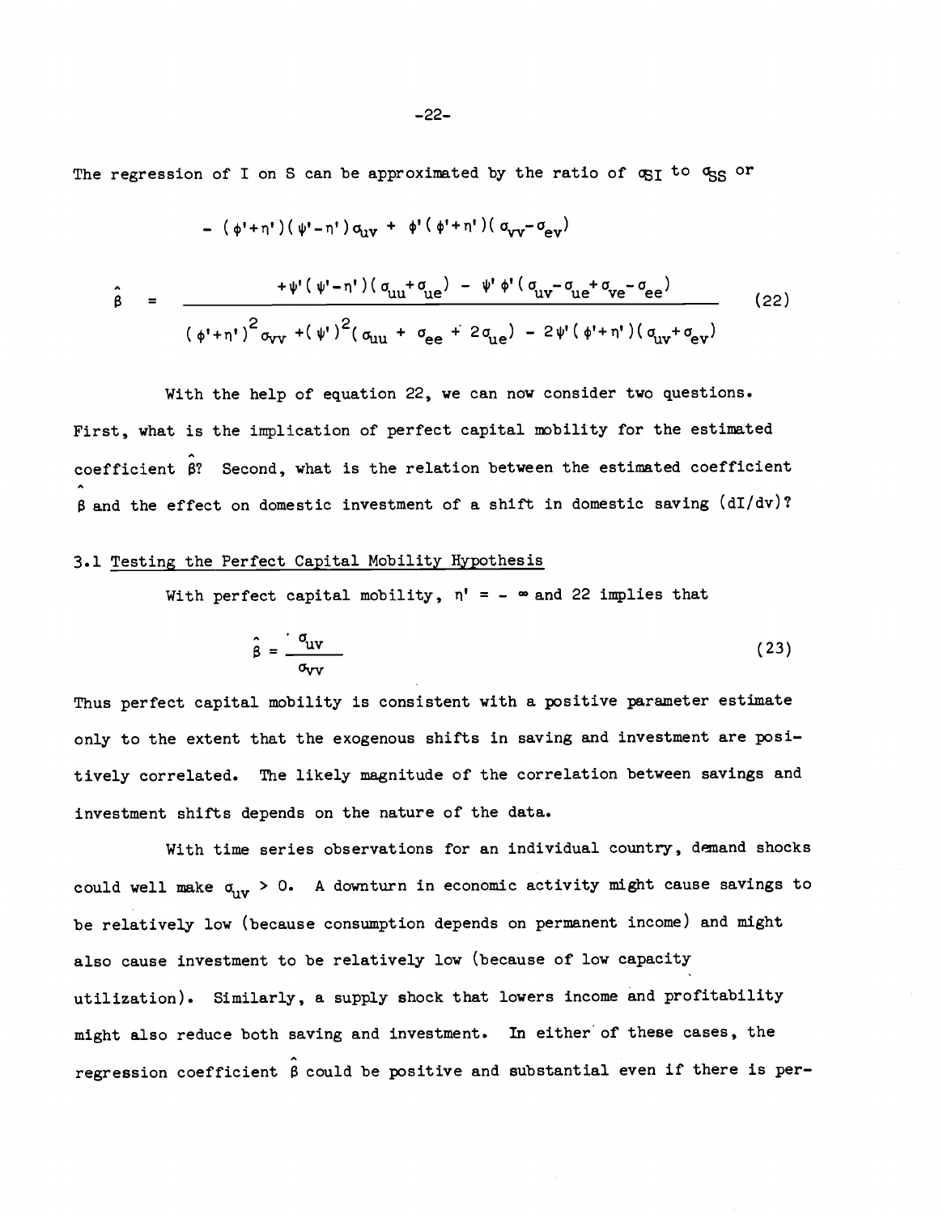The regression of I on S can be approximated by the ratio of $\sigma_{SI}$ to $\sigma_{SS}$ or

$$\hat{\beta} = \frac{\begin{array}{c} - (\phi'+\eta')(\psi'-\eta')\sigma_{uv} + \phi'(\phi'+\eta')(\sigma_{vv}-\sigma_{ev}) \\ + \psi'(\psi'-\eta')(\sigma_{uu}+\sigma_{ue}) - \psi'\phi'(\sigma_{uv}-\sigma_{ue}+\sigma_{ve}-\sigma_{ee}) \end{array}}{(\phi'+\eta')^2\sigma_{vv} + (\psi')^2(\sigma_{uu} + \sigma_{ee} + 2\sigma_{ue}) - 2\psi'(\phi'+\eta')(\sigma_{uv}+\sigma_{ev})} \tag{22}$$

With the help of equation 22, we can now consider two questions. First, what is the implication of perfect capital mobility for the estimated coefficient $\hat{\beta}$? Second, what is the relation between the estimated coefficient $\hat{\beta}$ and the effect on domestic investment of a shift in domestic saving (dI/dv)?

### 3.1 Testing the Perfect Capital Mobility Hypothesis

With perfect capital mobility, $\eta' = -\infty$ and 22 implies that

$$\hat{\beta} = \frac{\sigma_{uv}}{\sigma_{vv}} \tag{23}$$

Thus perfect capital mobility is consistent with a positive parameter estimate only to the extent that the exogenous shifts in saving and investment are positively correlated. The likely magnitude of the correlation between savings and investment shifts depends on the nature of the data.

With time series observations for an individual country, demand shocks could well make $\sigma_{uv} > 0$. A downturn in economic activity might cause savings to be relatively low (because consumption depends on permanent income) and might also cause investment to be relatively low (because of low capacity utilization). Similarly, a supply shock that lowers income and profitability might also reduce both saving and investment. In either of these cases, the regression coefficient $\hat{\beta}$ could be positive and substantial even if there is per-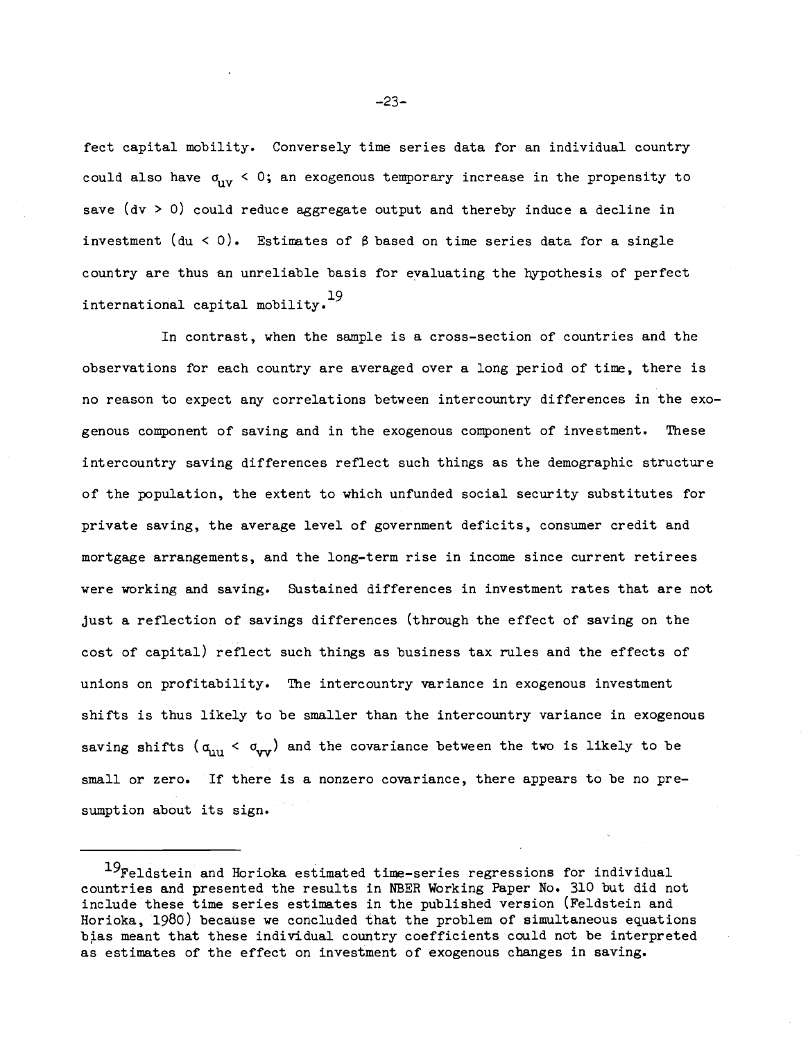fect capital mobility. Conversely time series data for an individual country could also have $\sigma_{uv} < 0$; an exogenous temporary increase in the propensity to save ($dv > 0$) could reduce aggregate output and thereby induce a decline in investment ($du < 0$). Estimates of $\beta$ based on time series data for a single country are thus an unreliable basis for evaluating the hypothesis of perfect international capital mobility.[19]

In contrast, when the sample is a cross-section of countries and the observations for each country are averaged over a long period of time, there is no reason to expect any correlations between intercountry differences in the exogenous component of saving and in the exogenous component of investment. These intercountry saving differences reflect such things as the demographic structure of the population, the extent to which unfunded social security substitutes for private saving, the average level of government deficits, consumer credit and mortgage arrangements, and the long-term rise in income since current retirees were working and saving. Sustained differences in investment rates that are not just a reflection of savings differences (through the effect of saving on the cost of capital) reflect such things as business tax rules and the effects of unions on profitability. The intercountry variance in exogenous investment shifts is thus likely to be smaller than the intercountry variance in exogenous saving shifts ($\sigma_{uu} < \sigma_{vv}$) and the covariance between the two is likely to be small or zero. If there is a nonzero covariance, there appears to be no presumption about its sign.

---

[19] Feldstein and Horioka estimated time-series regressions for individual countries and presented the results in NBER Working Paper No. 310 but did not include these time series estimates in the published version (Feldstein and Horioka, 1980) because we concluded that the problem of simultaneous equations bias meant that these individual country coefficients could not be interpreted as estimates of the effect on investment of exogenous changes in saving.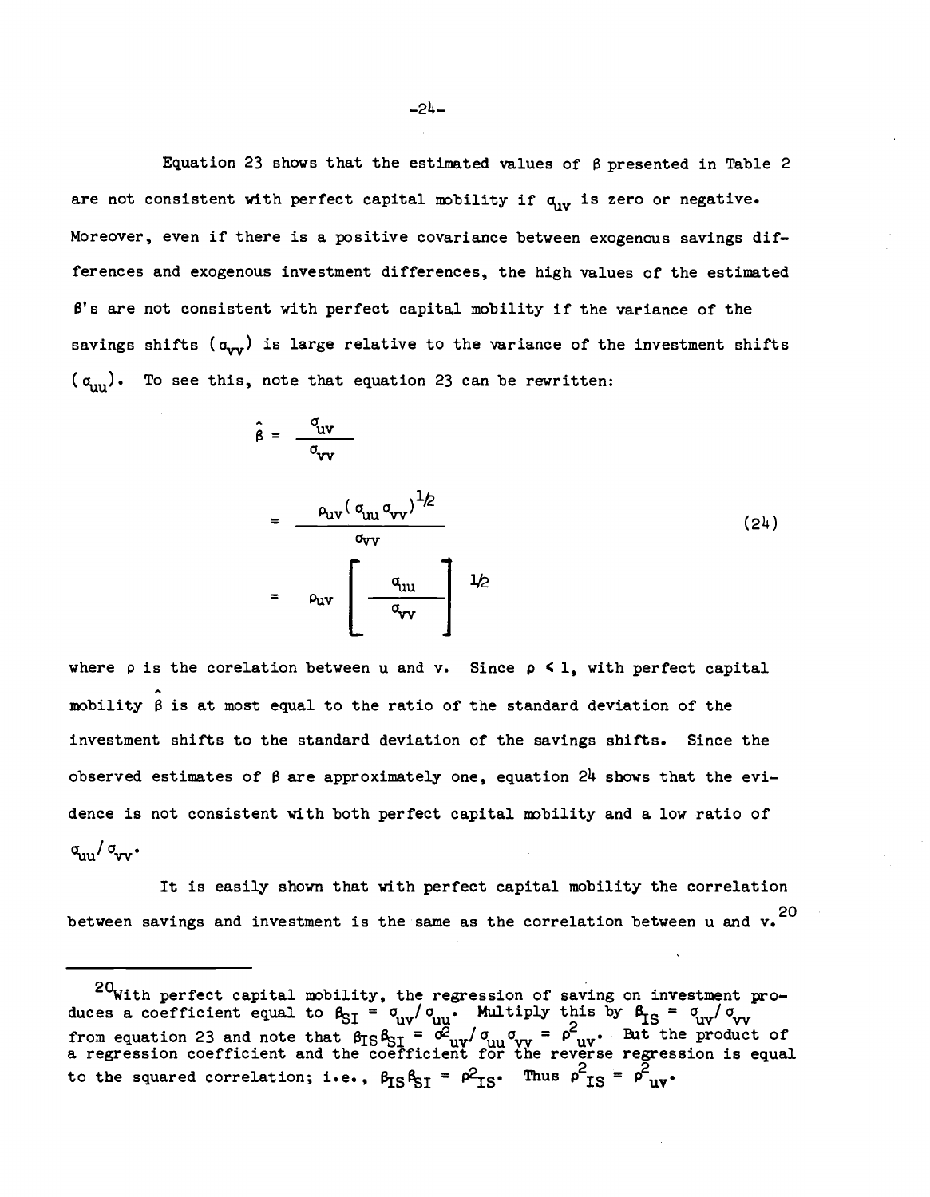Equation 23 shows that the estimated values of $\beta$ presented in Table 2 are not consistent with perfect capital mobility if $\sigma_{uv}$ is zero or negative. Moreover, even if there is a positive covariance between exogenous savings differences and exogenous investment differences, the high values of the estimated $\beta$'s are not consistent with perfect capital mobility if the variance of the savings shifts ($\sigma_{vv}$) is large relative to the variance of the investment shifts ($\sigma_{uu}$). To see this, note that equation 23 can be rewritten:

$$
\begin{aligned}
\hat{\beta} &= \frac{\sigma_{uv}}{\sigma_{vv}} \\
&= \frac{\rho_{uv}(\sigma_{uu}\sigma_{vv})^{1/2}}{\sigma_{vv}} \qquad (24) \\
&= \rho_{uv}\left[\frac{\sigma_{uu}}{\sigma_{vv}}\right]^{1/2}
\end{aligned}
$$

where $\rho$ is the corelation between u and v. Since $\rho < 1$, with perfect capital mobility $\hat{\beta}$ is at most equal to the ratio of the standard deviation of the investment shifts to the standard deviation of the savings shifts. Since the observed estimates of $\beta$ are approximately one, equation 24 shows that the evidence is not consistent with both perfect capital mobility and a low ratio of $\sigma_{uu}/\sigma_{vv}$.

It is easily shown that with perfect capital mobility the correlation between savings and investment is the same as the correlation between u and v.[20]

---

[20] With perfect capital mobility, the regression of saving on investment produces a coefficient equal to $\beta_{SI} = \sigma_{uv}/\sigma_{uu}$. Multiply this by $\beta_{IS} = \sigma_{uv}/\sigma_{vv}$ from equation 23 and note that $\beta_{IS}\beta_{SI} = \sigma^2_{uv}/\sigma_{uu}\sigma_{vv} = \rho^2_{uv}$. But the product of a regression coefficient and the coefficient for the reverse regression is equal to the squared correlation; i.e., $\beta_{IS}\beta_{SI} = \rho^2_{IS}$. Thus $\rho^2_{IS} = \rho^2_{uv}$.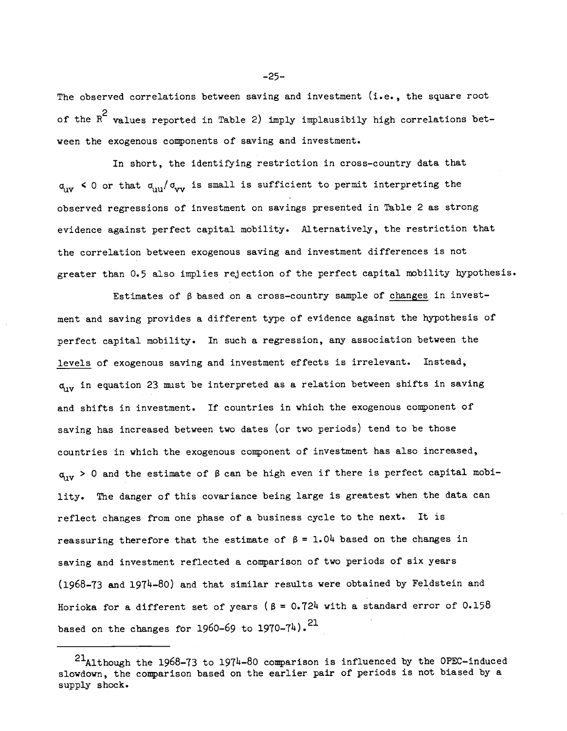The observed correlations between saving and investment (i.e., the square root of the $R^2$ values reported in Table 2) imply implausibily high correlations between the exogenous components of saving and investment.

In short, the identifying restriction in cross-country data that $\sigma_{uv} < 0$ or that $\sigma_{uu}/\sigma_{vv}$ is small is sufficient to permit interpreting the observed regressions of investment on savings presented in Table 2 as strong evidence against perfect capital mobility. Alternatively, the restriction that the correlation between exogenous saving and investment differences is not greater than 0.5 also implies rejection of the perfect capital mobility hypothesis.

Estimates of $\beta$ based on a cross-country sample of <u>changes</u> in investment and saving provides a different type of evidence against the hypothesis of perfect capital mobility. In such a regression, any association between the <u>levels</u> of exogenous saving and investment effects is irrelevant. Instead, $\sigma_{uv}$ in equation 23 must be interpreted as a relation between shifts in saving and shifts in investment. If countries in which the exogenous component of saving has increased between two dates (or two periods) tend to be those countries in which the exogenous component of investment has also increased, $\sigma_{uv} > 0$ and the estimate of $\beta$ can be high even if there is perfect capital mobility. The danger of this covariance being large is greatest when the data can reflect changes from one phase of a business cycle to the next. It is reassuring therefore that the estimate of $\beta = 1.04$ based on the changes in saving and investment reflected a comparison of two periods of six years (1968-73 and 1974-80) and that similar results were obtained by Feldstein and Horioka for a different set of years ($\beta = 0.724$ with a standard error of 0.158 based on the changes for 1960-69 to 1970-74).[21]

---

[21] Although the 1968-73 to 1974-80 comparison is influenced by the OPEC-induced slowdown, the comparison based on the earlier pair of periods is not biased by a supply shock.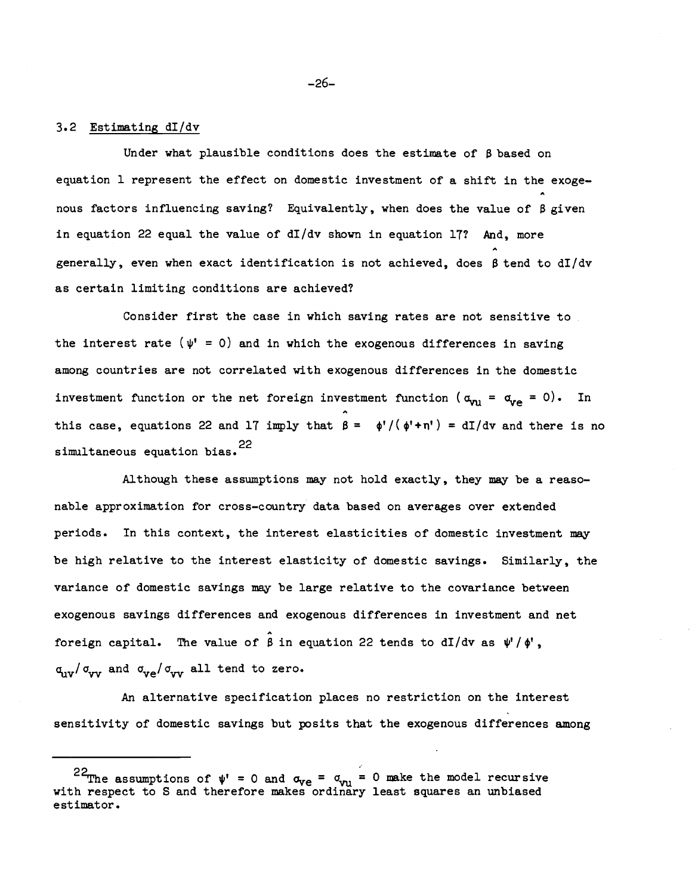### 3.2 Estimating dI/dv

Under what plausible conditions does the estimate of $\beta$ based on equation 1 represent the effect on domestic investment of a shift in the exogenous factors influencing saving? Equivalently, when does the value of $\hat{\beta}$ given in equation 22 equal the value of dI/dv shown in equation 17? And, more generally, even when exact identification is not achieved, does $\hat{\beta}$ tend to dI/dv as certain limiting conditions are achieved?

Consider first the case in which saving rates are not sensitive to the interest rate ($\psi' = 0$) and in which the exogenous differences in saving among countries are not correlated with exogenous differences in the domestic investment function or the net foreign investment function ($\sigma_{vu} = \sigma_{ve} = 0$). In this case, equations 22 and 17 imply that $\hat{\beta} = \phi'/(\phi'+\eta') = dI/dv$ and there is no simultaneous equation bias.[22]

Although these assumptions may not hold exactly, they may be a reasonable approximation for cross-country data based on averages over extended periods. In this context, the interest elasticities of domestic investment may be high relative to the interest elasticity of domestic savings. Similarly, the variance of domestic savings may be large relative to the covariance between exogenous savings differences and exogenous differences in investment and net foreign capital. The value of $\hat{\beta}$ in equation 22 tends to dI/dv as $\psi'/\phi'$, $\sigma_{uv}/\sigma_{vv}$ and $\sigma_{ve}/\sigma_{vv}$ all tend to zero.

An alternative specification places no restriction on the interest sensitivity of domestic savings but posits that the exogenous differences among

---

[22] The assumptions of $\psi' = 0$ and $\sigma_{ve} = \sigma_{vu} = 0$ make the model recursive with respect to S and therefore makes ordinary least squares an unbiased estimator.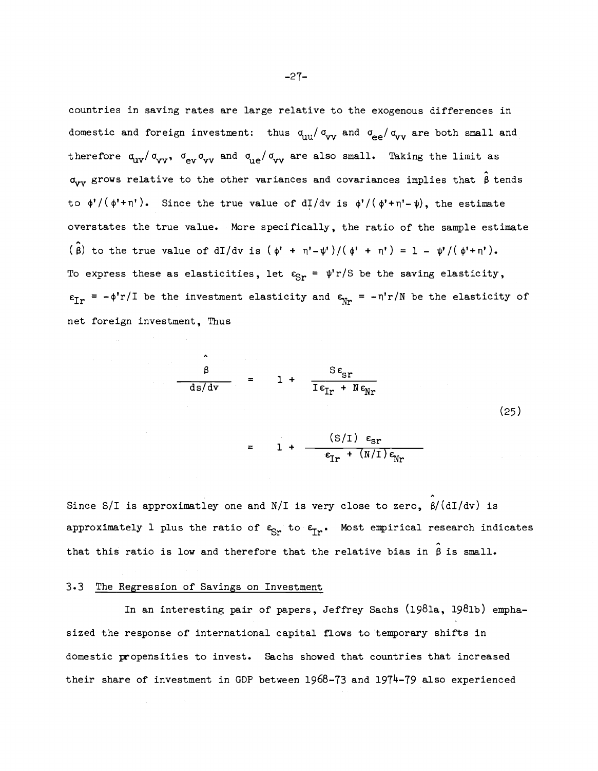countries in saving rates are large relative to the exogenous differences in domestic and foreign investment: thus $\sigma_{uu}/\sigma_{vv}$ and $\sigma_{ee}/\sigma_{vv}$ are both small and therefore $\sigma_{uv}/\sigma_{vv}$, $\sigma_{ev}\sigma_{vv}$ and $\sigma_{ue}/\sigma_{vv}$ are also small. Taking the limit as $\sigma_{vv}$ grows relative to the other variances and covariances implies that $\hat{\beta}$ tends to $\phi'/(\phi'+\eta')$. Since the true value of $dI/dv$ is $\phi'/(\phi'+\eta'-\psi)$, the estimate overstates the true value. More specifically, the ratio of the sample estimate $(\hat{\beta})$ to the true value of $dI/dv$ is $(\phi' + \eta'-\psi')/(\phi' + \eta') = 1 - \psi'/(\phi'+\eta')$. To express these as elasticities, let $\varepsilon_{Sr} = \psi' r/S$ be the saving elasticity, $\varepsilon_{Ir} = -\phi' r/I$ be the investment elasticity and $\varepsilon_{Nr} = -\eta' r/N$ be the elasticity of net foreign investment, Thus

$$\frac{\hat{\beta}}{ds/dv} = 1 + \frac{S\varepsilon_{sr}}{I\varepsilon_{Ir} + N\varepsilon_{Nr}}$$

$$= 1 + \frac{(S/I)\ \varepsilon_{sr}}{\varepsilon_{Ir} + (N/I)\varepsilon_{Nr}} \tag{25}$$

Since S/I is approximatley one and N/I is very close to zero, $\hat{\beta}/(dI/dv)$ is approximately 1 plus the ratio of $\varepsilon_{Sr}$ to $\varepsilon_{Ir}$. Most empirical research indicates that this ratio is low and therefore that the relative bias in $\hat{\beta}$ is small.

### 3.3 The Regression of Savings on Investment

In an interesting pair of papers, Jeffrey Sachs (1981a, 1981b) emphasized the response of international capital flows to temporary shifts in domestic propensities to invest. Sachs showed that countries that increased their share of investment in GDP between 1968-73 and 1974-79 also experienced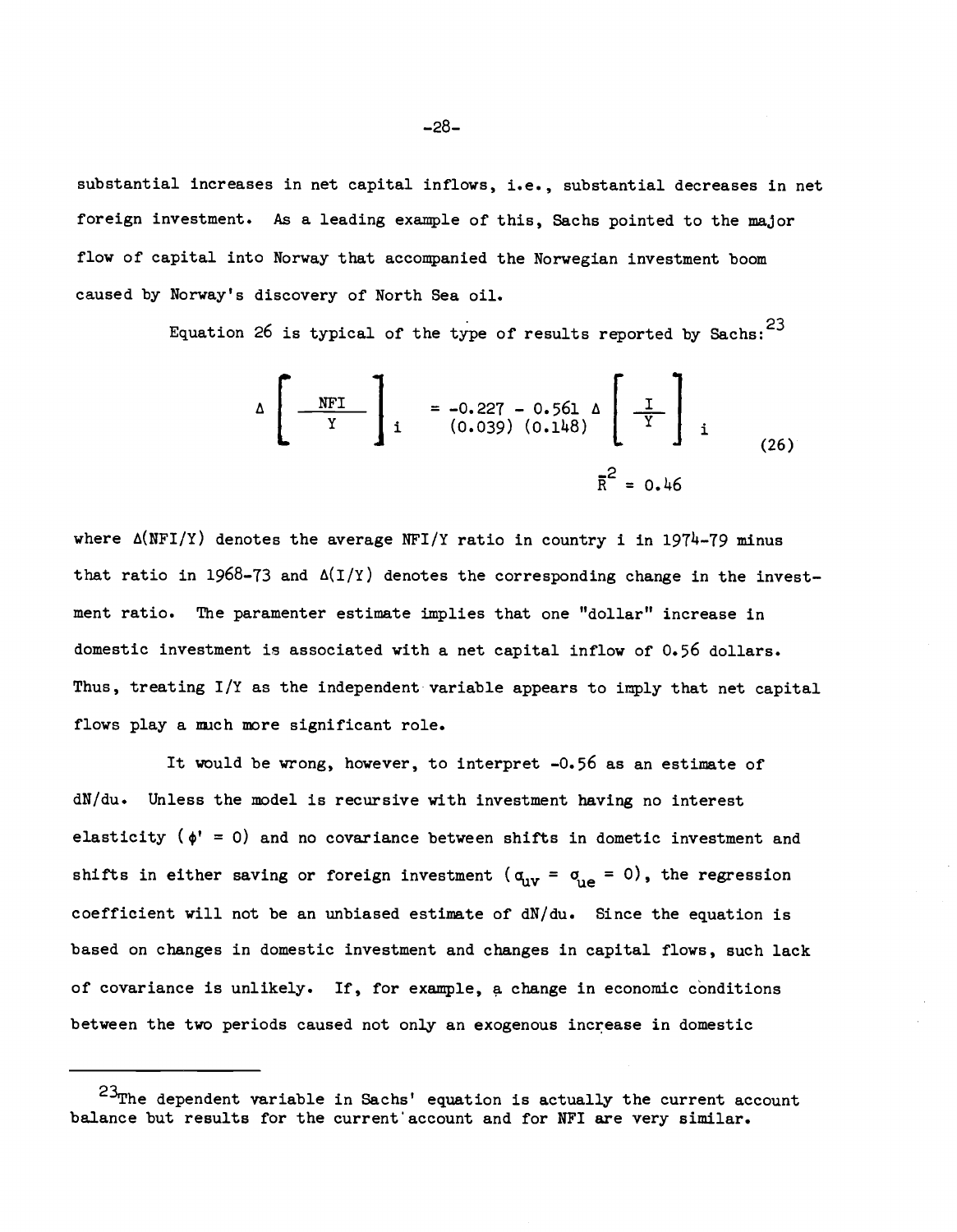substantial increases in net capital inflows, i.e., substantial decreases in net foreign investment. As a leading example of this, Sachs pointed to the major flow of capital into Norway that accompanied the Norwegian investment boom caused by Norway's discovery of North Sea oil.

Equation 26 is typical of the type of results reported by Sachs:[23]

$$\Delta\left[\frac{NFI}{Y}\right]_i = \underset{(0.039)}{-0.227} - \underset{(0.148)}{0.561}\,\Delta\left[\frac{I}{Y}\right]_i \tag{26}$$

$$\bar{R}^2 = 0.46$$

where $\Delta(NFI/Y)$ denotes the average $NFI/Y$ ratio in country i in 1974-79 minus that ratio in 1968-73 and $\Delta(I/Y)$ denotes the corresponding change in the investment ratio. The paramenter estimate implies that one "dollar" increase in domestic investment is associated with a net capital inflow of 0.56 dollars. Thus, treating $I/Y$ as the independent variable appears to imply that net capital flows play a much more significant role.

It would be wrong, however, to interpret -0.56 as an estimate of $dN/du$. Unless the model is recursive with investment having no interest elasticity ($\phi' = 0$) and no covariance between shifts in dometic investment and shifts in either saving or foreign investment ($\sigma_{uv} = \sigma_{ue} = 0$), the regression coefficient will not be an unbiased estimate of $dN/du$. Since the equation is based on changes in domestic investment and changes in capital flows, such lack of covariance is unlikely. If, for example, a change in economic conditions between the two periods caused not only an exogenous increase in domestic

---

[23] The dependent variable in Sachs' equation is actually the current account balance but results for the current account and for NFI are very similar.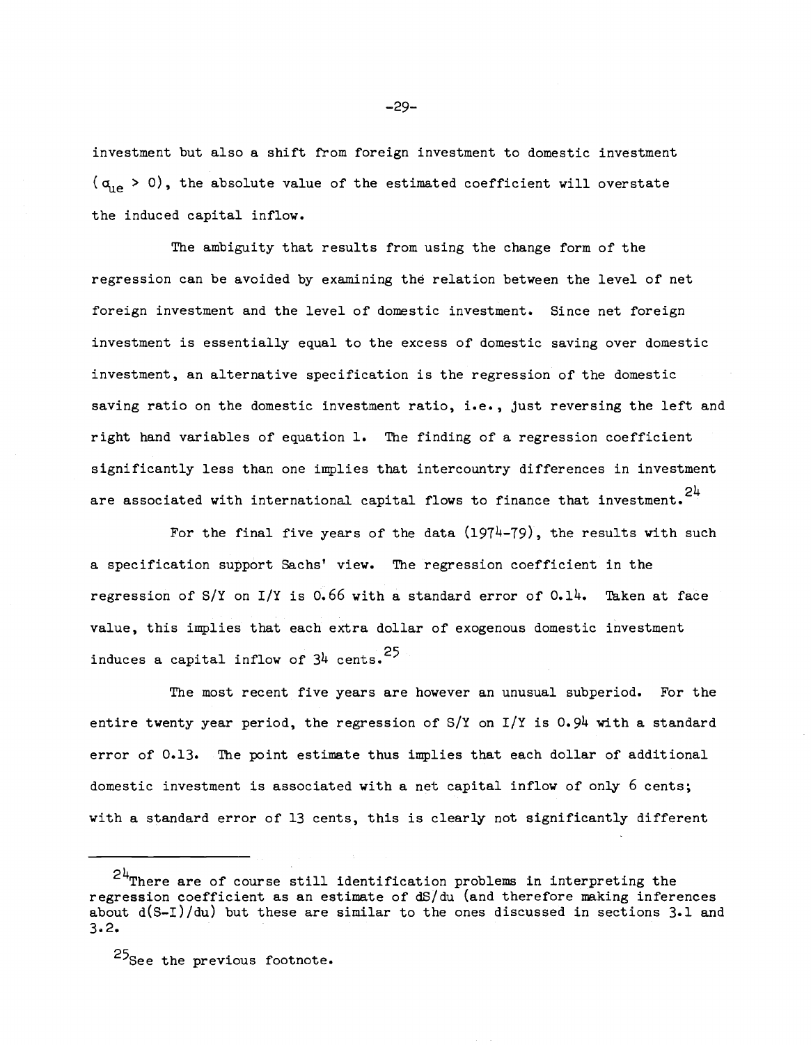investment but also a shift from foreign investment to domestic investment ($\alpha_{ue} > 0$), the absolute value of the estimated coefficient will overstate the induced capital inflow.

The ambiguity that results from using the change form of the regression can be avoided by examining the relation between the level of net foreign investment and the level of domestic investment. Since net foreign investment is essentially equal to the excess of domestic saving over domestic investment, an alternative specification is the regression of the domestic saving ratio on the domestic investment ratio, i.e., just reversing the left and right hand variables of equation 1. The finding of a regression coefficient significantly less than one implies that intercountry differences in investment are associated with international capital flows to finance that investment.[24]

For the final five years of the data (1974-79), the results with such a specification support Sachs' view. The regression coefficient in the regression of S/Y on I/Y is 0.66 with a standard error of 0.14. Taken at face value, this implies that each extra dollar of exogenous domestic investment induces a capital inflow of 34 cents.[25]

The most recent five years are however an unusual subperiod. For the entire twenty year period, the regression of S/Y on I/Y is 0.94 with a standard error of 0.13. The point estimate thus implies that each dollar of additional domestic investment is associated with a net capital inflow of only 6 cents; with a standard error of 13 cents, this is clearly not significantly different

---

[24] There are of course still identification problems in interpreting the regression coefficient as an estimate of $dS/du$ (and therefore making inferences about $d(S-I)/du$) but these are similar to the ones discussed in sections 3.1 and 3.2.

[25] See the previous footnote.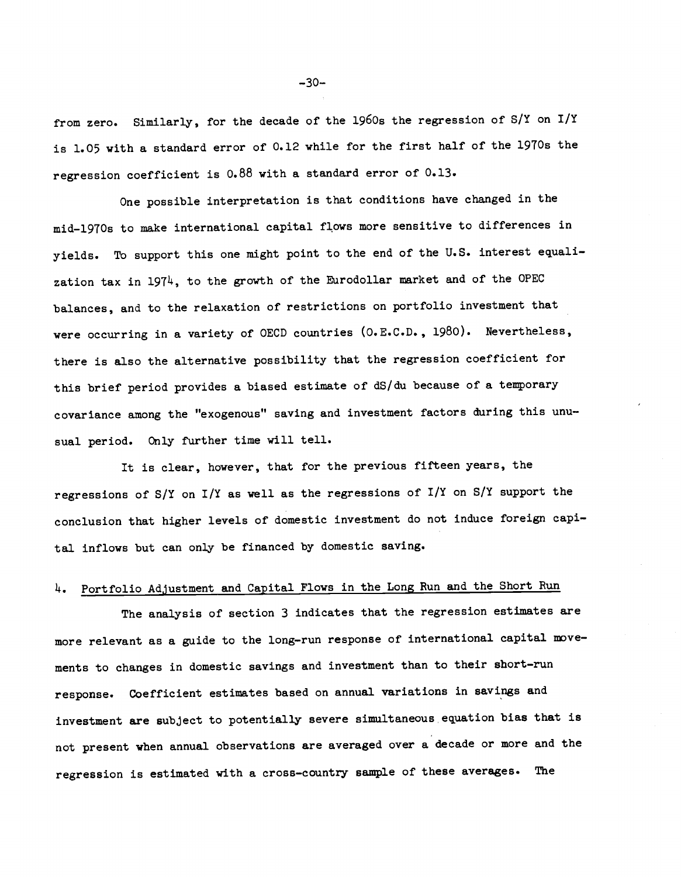from zero. Similarly, for the decade of the 1960s the regression of S/Y on I/Y is 1.05 with a standard error of 0.12 while for the first half of the 1970s the regression coefficient is 0.88 with a standard error of 0.13.

One possible interpretation is that conditions have changed in the mid-1970s to make international capital flows more sensitive to differences in yields. To support this one might point to the end of the U.S. interest equalization tax in 1974, to the growth of the Eurodollar market and of the OPEC balances, and to the relaxation of restrictions on portfolio investment that were occurring in a variety of OECD countries (O.E.C.D., 1980). Nevertheless, there is also the alternative possibility that the regression coefficient for this brief period provides a biased estimate of dS/du because of a temporary covariance among the "exogenous" saving and investment factors during this unusual period. Only further time will tell.

It is clear, however, that for the previous fifteen years, the regressions of S/Y on I/Y as well as the regressions of I/Y on S/Y support the conclusion that higher levels of domestic investment do not induce foreign capital inflows but can only be financed by domestic saving.

## 4. Portfolio Adjustment and Capital Flows in the Long Run and the Short Run

The analysis of section 3 indicates that the regression estimates are more relevant as a guide to the long-run response of international capital movements to changes in domestic savings and investment than to their short-run response. Coefficient estimates based on annual variations in savings and investment are subject to potentially severe simultaneous equation bias that is not present when annual observations are averaged over a decade or more and the regression is estimated with a cross-country sample of these averages. The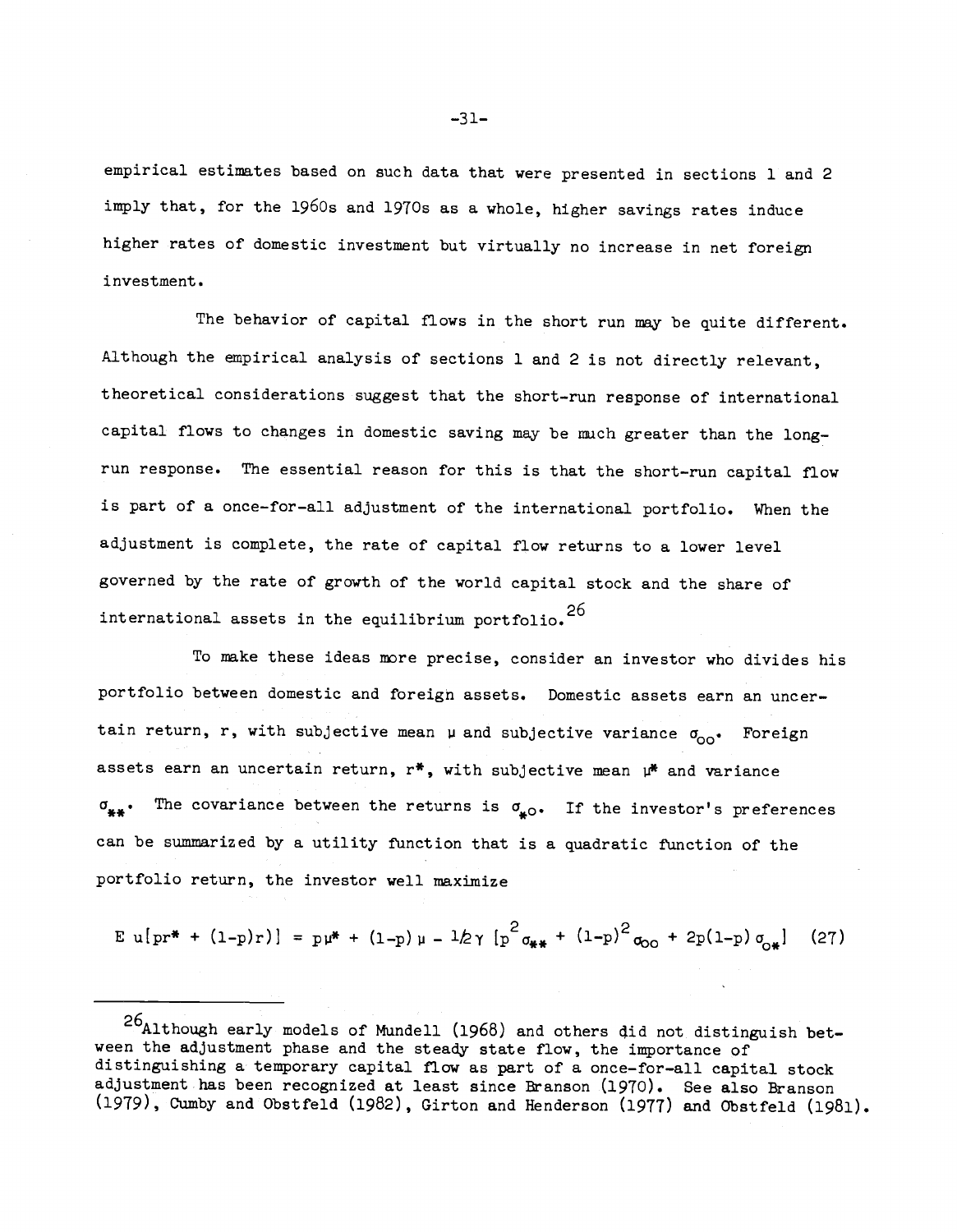empirical estimates based on such data that were presented in sections 1 and 2 imply that, for the 1960s and 1970s as a whole, higher savings rates induce higher rates of domestic investment but virtually no increase in net foreign investment.

The behavior of capital flows in the short run may be quite different. Although the empirical analysis of sections 1 and 2 is not directly relevant, theoretical considerations suggest that the short-run response of international capital flows to changes in domestic saving may be much greater than the long-run response. The essential reason for this is that the short-run capital flow is part of a once-for-all adjustment of the international portfolio. When the adjustment is complete, the rate of capital flow returns to a lower level governed by the rate of growth of the world capital stock and the share of international assets in the equilibrium portfolio.[26]

To make these ideas more precise, consider an investor who divides his portfolio between domestic and foreign assets. Domestic assets earn an uncertain return, $r$, with subjective mean $\mu$ and subjective variance $\sigma_{oo}$. Foreign assets earn an uncertain return, $r^*$, with subjective mean $\mu^*$ and variance $\sigma_{**}$. The covariance between the returns is $\sigma_{*o}$. If the investor's preferences can be summarized by a utility function that is a quadratic function of the portfolio return, the investor well maximize

$$E\, u[pr^* + (1-p)r)] = p\mu^* + (1-p)\mu - \tfrac{1}{2}\gamma\,[p^2\sigma_{**} + (1-p)^2\sigma_{oo} + 2p(1-p)\sigma_{o*}] \quad (27)$$

---

[26] Although early models of Mundell (1968) and others did not distinguish between the adjustment phase and the steady state flow, the importance of distinguishing a temporary capital flow as part of a once-for-all capital stock adjustment has been recognized at least since Branson (1970). See also Branson (1979), Cumby and Obstfeld (1982), Girton and Henderson (1977) and Obstfeld (1981).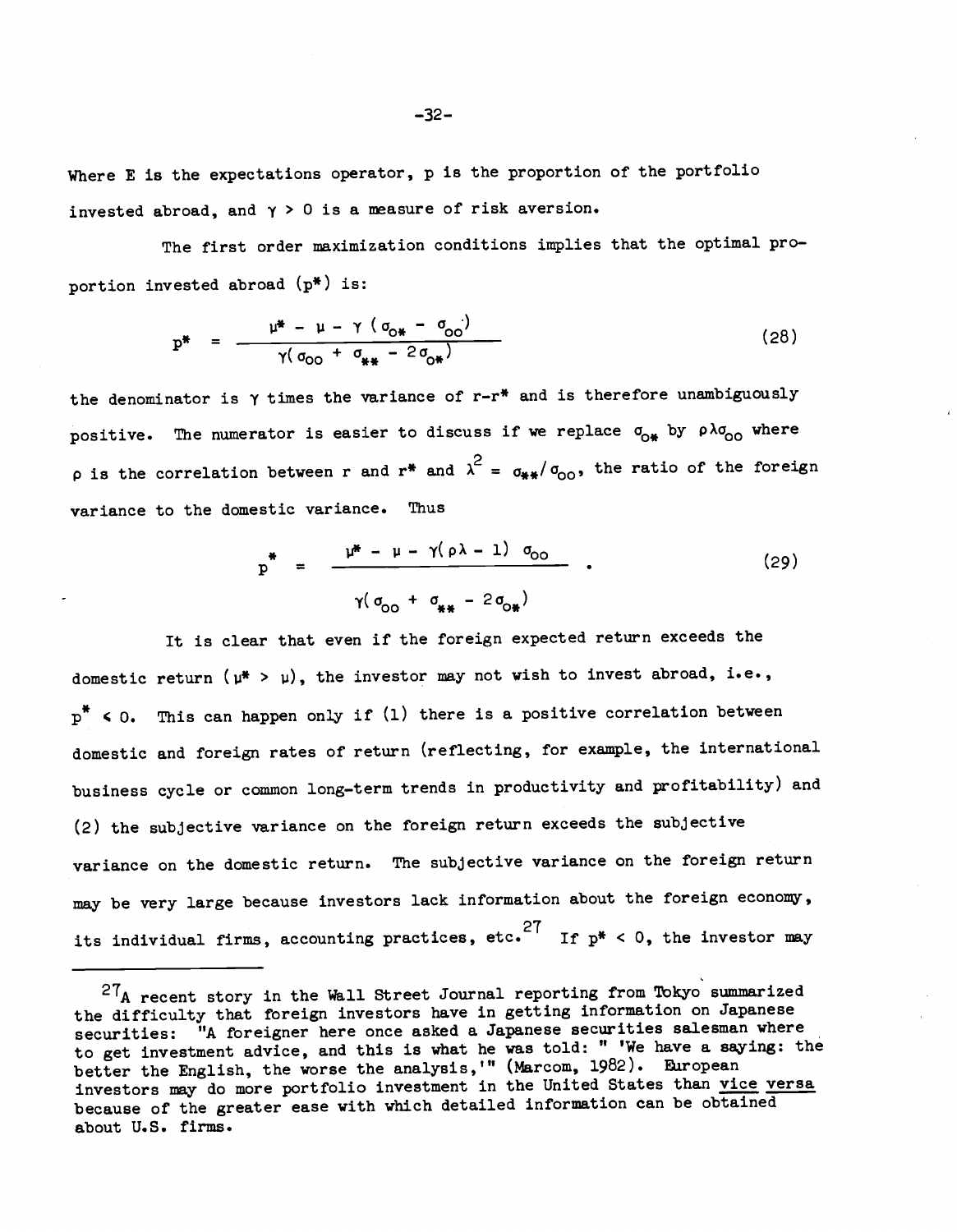Where E is the expectations operator, p is the proportion of the portfolio invested abroad, and $\gamma > 0$ is a measure of risk aversion.

The first order maximization conditions implies that the optimal proportion invested abroad ($p^*$) is:

$$p^* = \frac{\mu^* - \mu - \gamma(\sigma_{0*} - \sigma_{00})}{\gamma(\sigma_{00} + \sigma_{**} - 2\sigma_{0*})} \tag{28}$$

the denominator is $\gamma$ times the variance of $r-r^*$ and is therefore unambiguously positive. The numerator is easier to discuss if we replace $\sigma_{0*}$ by $\rho\lambda\sigma_{00}$ where $\rho$ is the correlation between r and $r^*$ and $\lambda^2 = \sigma_{**}/\sigma_{00}$, the ratio of the foreign variance to the domestic variance. Thus

$$p^* = \frac{\mu^* - \mu - \gamma(\rho\lambda - 1)\ \sigma_{00}}{\gamma(\sigma_{00} + \sigma_{**} - 2\sigma_{0*})} . \tag{29}$$

It is clear that even if the foreign expected return exceeds the domestic return ($\mu^* > \mu$), the investor may not wish to invest abroad, i.e., $p^* < 0$. This can happen only if (1) there is a positive correlation between domestic and foreign rates of return (reflecting, for example, the international business cycle or common long-term trends in productivity and profitability) and (2) the subjective variance on the foreign return exceeds the subjective variance on the domestic return. The subjective variance on the foreign return may be very large because investors lack information about the foreign economy, its individual firms, accounting practices, etc.[27] If $p^* < 0$, the investor may

---

[27] A recent story in the Wall Street Journal reporting from Tokyo summarized the difficulty that foreign investors have in getting information on Japanese securities: "A foreigner here once asked a Japanese securities salesman where to get investment advice, and this is what he was told: " 'We have a saying: the better the English, the worse the analysis,'" (Marcom, 1982). European investors may do more portfolio investment in the United States than vice versa because of the greater ease with which detailed information can be obtained about U.S. firms.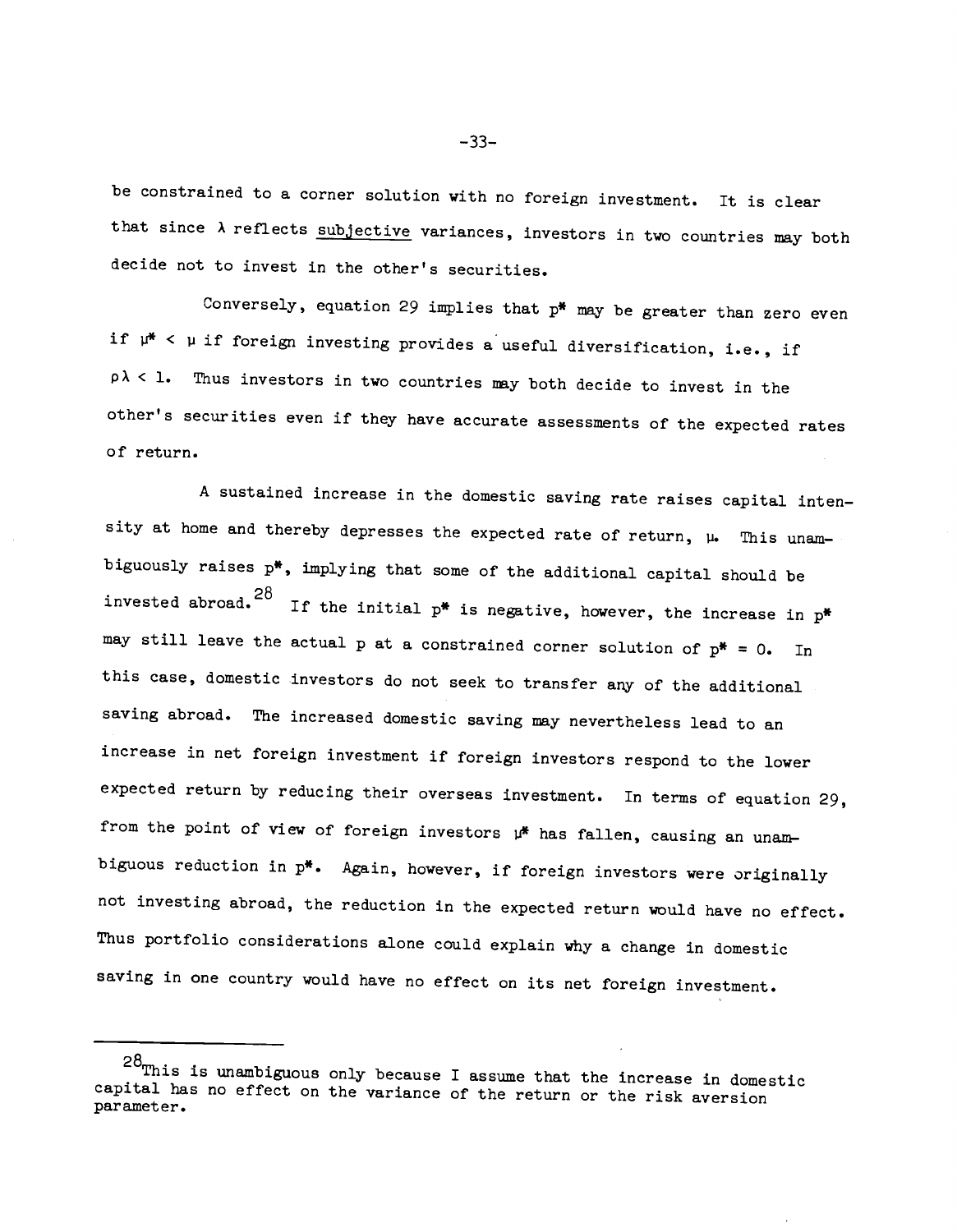be constrained to a corner solution with no foreign investment. It is clear that since $\lambda$ reflects <u>subjective</u> variances, investors in two countries may both decide not to invest in the other's securities.

Conversely, equation 29 implies that $p^*$ may be greater than zero even if $\mu^* < \mu$ if foreign investing provides a useful diversification, i.e., if $\rho\lambda < 1$. Thus investors in two countries may both decide to invest in the other's securities even if they have accurate assessments of the expected rates of return.

A sustained increase in the domestic saving rate raises capital intensity at home and thereby depresses the expected rate of return, $\mu$. This unambiguously raises $p^*$, implying that some of the additional capital should be invested abroad.[28] If the initial $p^*$ is negative, however, the increase in $p^*$ may still leave the actual p at a constrained corner solution of $p^* = 0$. In this case, domestic investors do not seek to transfer any of the additional saving abroad. The increased domestic saving may nevertheless lead to an increase in net foreign investment if foreign investors respond to the lower expected return by reducing their overseas investment. In terms of equation 29, from the point of view of foreign investors $\mu^*$ has fallen, causing an unambiguous reduction in $p^*$. Again, however, if foreign investors were originally not investing abroad, the reduction in the expected return would have no effect. Thus portfolio considerations alone could explain why a change in domestic saving in one country would have no effect on its net foreign investment.

---

[28] This is unambiguous only because I assume that the increase in domestic capital has no effect on the variance of the return or the risk aversion parameter.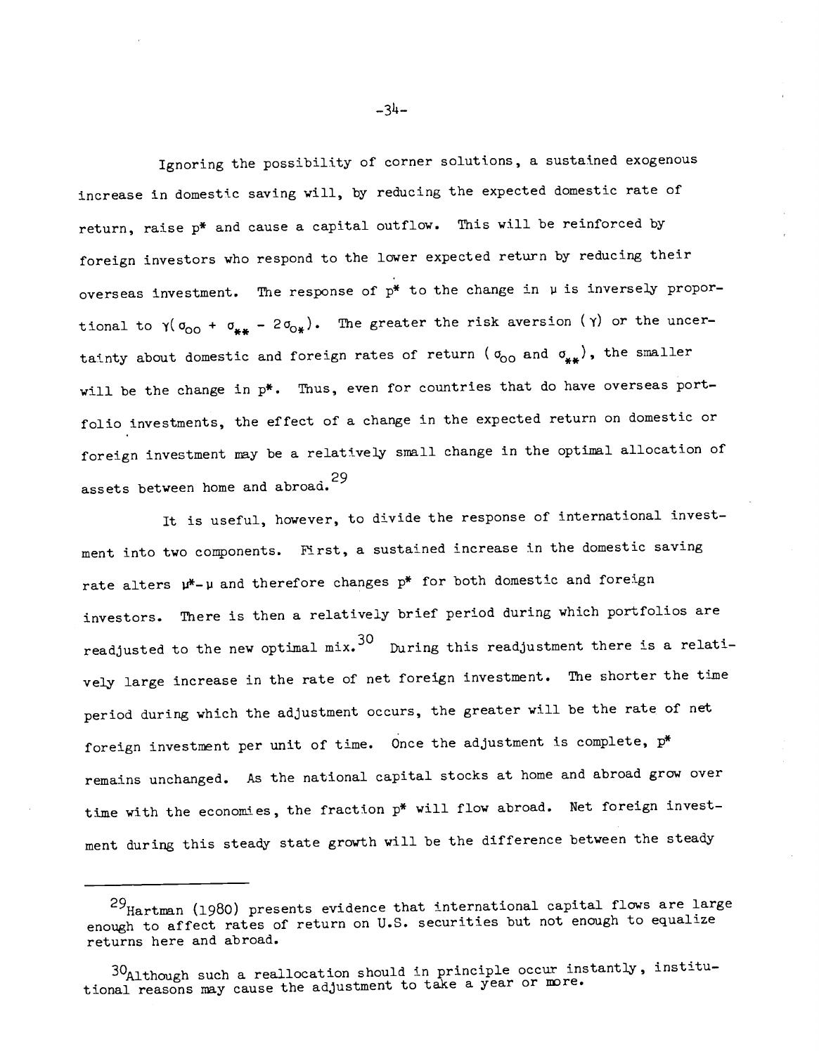Ignoring the possibility of corner solutions, a sustained exogenous increase in domestic saving will, by reducing the expected domestic rate of return, raise $p^*$ and cause a capital outflow. This will be reinforced by foreign investors who respond to the lower expected return by reducing their overseas investment. The response of $p^*$ to the change in $\mu$ is inversely proportional to $\gamma(\sigma_{oo} + \sigma_{**} - 2\sigma_{o*})$. The greater the risk aversion ($\gamma$) or the uncertainty about domestic and foreign rates of return ($\sigma_{oo}$ and $\sigma_{**}$), the smaller will be the change in $p^*$. Thus, even for countries that do have overseas portfolio investments, the effect of a change in the expected return on domestic or foreign investment may be a relatively small change in the optimal allocation of assets between home and abroad.[29]

It is useful, however, to divide the response of international investment into two components. First, a sustained increase in the domestic saving rate alters $\mu^*-\mu$ and therefore changes $p^*$ for both domestic and foreign investors. There is then a relatively brief period during which portfolios are readjusted to the new optimal mix.[30] During this readjustment there is a relatively large increase in the rate of net foreign investment. The shorter the time period during which the adjustment occurs, the greater will be the rate of net foreign investment per unit of time. Once the adjustment is complete, $p^*$ remains unchanged. As the national capital stocks at home and abroad grow over time with the economies, the fraction $p^*$ will flow abroad. Net foreign investment during this steady state growth will be the difference between the steady

---

[29] Hartman (1980) presents evidence that international capital flows are large enough to affect rates of return on U.S. securities but not enough to equalize returns here and abroad.

[30] Although such a reallocation should in principle occur instantly, institutional reasons may cause the adjustment to take a year or more.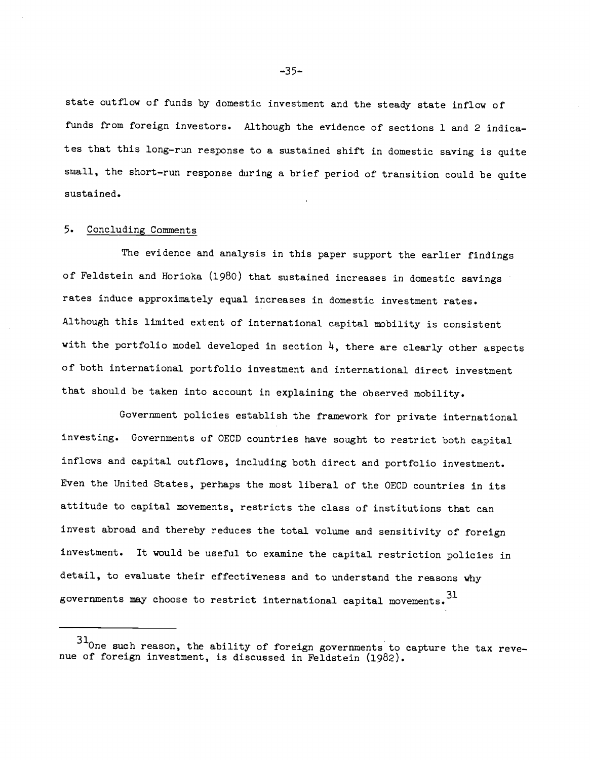state outflow of funds by domestic investment and the steady state inflow of funds from foreign investors. Although the evidence of sections 1 and 2 indicates that this long-run response to a sustained shift in domestic saving is quite small, the short-run response during a brief period of transition could be quite sustained.

## 5. Concluding Comments

The evidence and analysis in this paper support the earlier findings of Feldstein and Horioka (1980) that sustained increases in domestic savings rates induce approximately equal increases in domestic investment rates. Although this limited extent of international capital mobility is consistent with the portfolio model developed in section 4, there are clearly other aspects of both international portfolio investment and international direct investment that should be taken into account in explaining the observed mobility.

Government policies establish the framework for private international investing. Governments of OECD countries have sought to restrict both capital inflows and capital outflows, including both direct and portfolio investment. Even the United States, perhaps the most liberal of the OECD countries in its attitude to capital movements, restricts the class of institutions that can invest abroad and thereby reduces the total volume and sensitivity of foreign investment. It would be useful to examine the capital restriction policies in detail, to evaluate their effectiveness and to understand the reasons why governments may choose to restrict international capital movements.[31]

---

[31] One such reason, the ability of foreign governments to capture the tax revenue of foreign investment, is discussed in Feldstein (1982).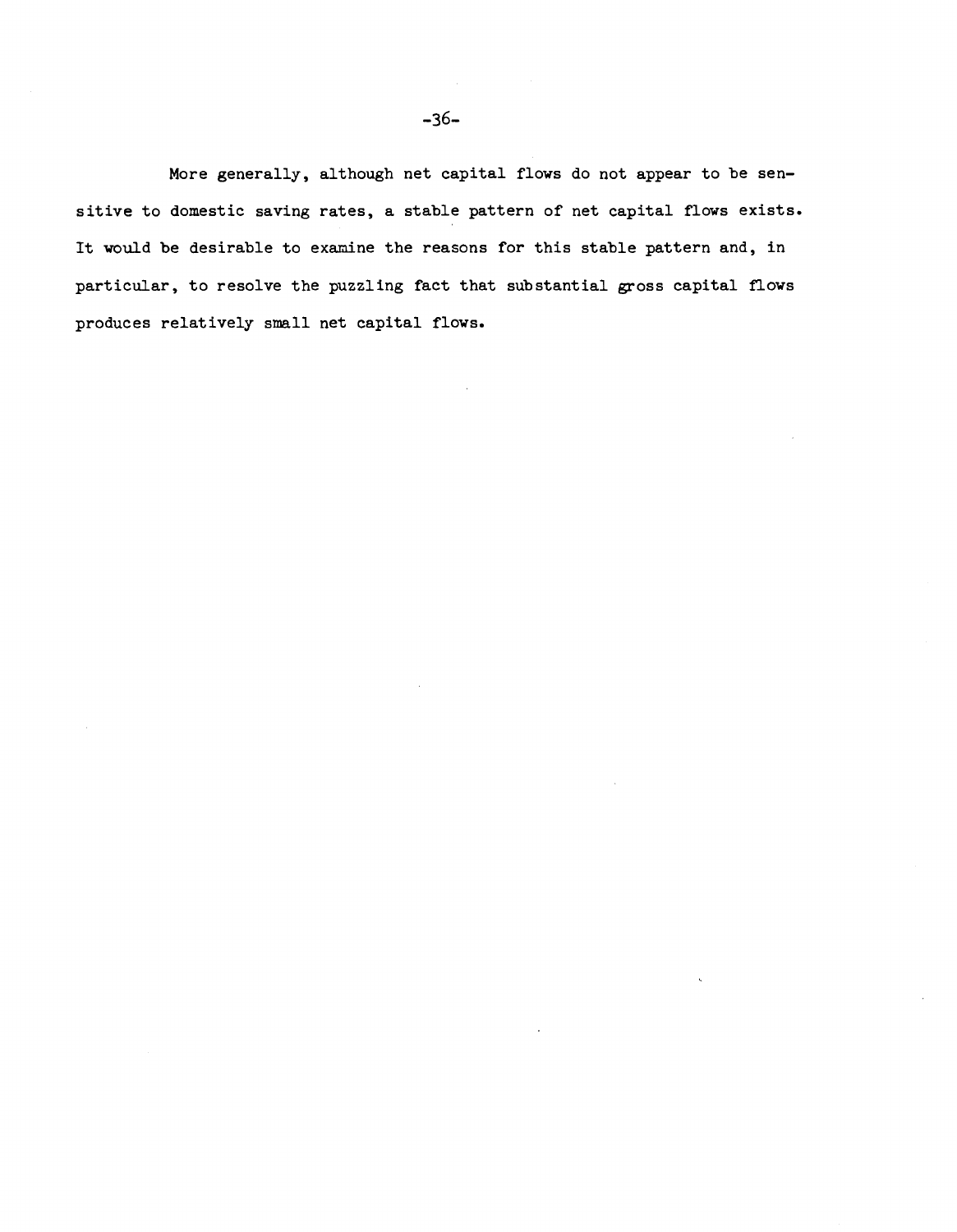More generally, although net capital flows do not appear to be sensitive to domestic saving rates, a stable pattern of net capital flows exists. It would be desirable to examine the reasons for this stable pattern and, in particular, to resolve the puzzling fact that substantial gross capital flows produces relatively small net capital flows.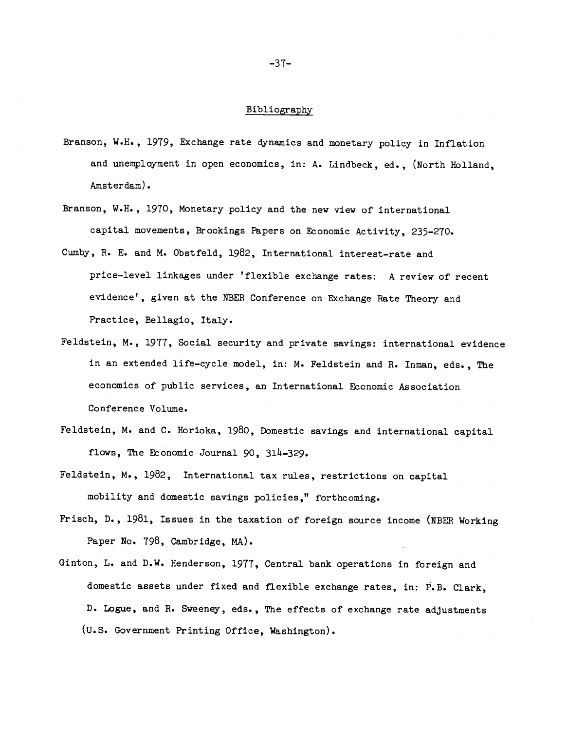## Bibliography

Branson, W.H., 1979, Exchange rate dynamics and monetary policy in Inflation and unemployment in open economics, in: A. Lindbeck, ed., (North Holland, Amsterdam).

Branson, W.H., 1970, Monetary policy and the new view of international capital movements, Brookings Papers on Economic Activity, 235-270.

Cumby, R. E. and M. Obstfeld, 1982, International interest-rate and price-level linkages under 'flexible exchange rates: A review of recent evidence', given at the NBER Conference on Exchange Rate Theory and Practice, Bellagio, Italy.

Feldstein, M., 1977, Social security and private savings: international evidence in an extended life-cycle model, in: M. Feldstein and R. Inman, eds., The economics of public services, an International Economic Association Conference Volume.

Feldstein, M. and C. Horioka, 1980, Domestic savings and international capital flows, The Economic Journal 90, 314-329.

Feldstein, M., 1982, International tax rules, restrictions on capital mobility and domestic savings policies," forthcoming.

Frisch, D., 1981, Issues in the taxation of foreign source income (NBER Working Paper No. 798, Cambridge, MA).

Ginton, L. and D.W. Henderson, 1977, Central bank operations in foreign and domestic assets under fixed and flexible exchange rates, in: P.B. Clark, D. Logue, and R. Sweeney, eds., The effects of exchange rate adjustments (U.S. Government Printing Office, Washington).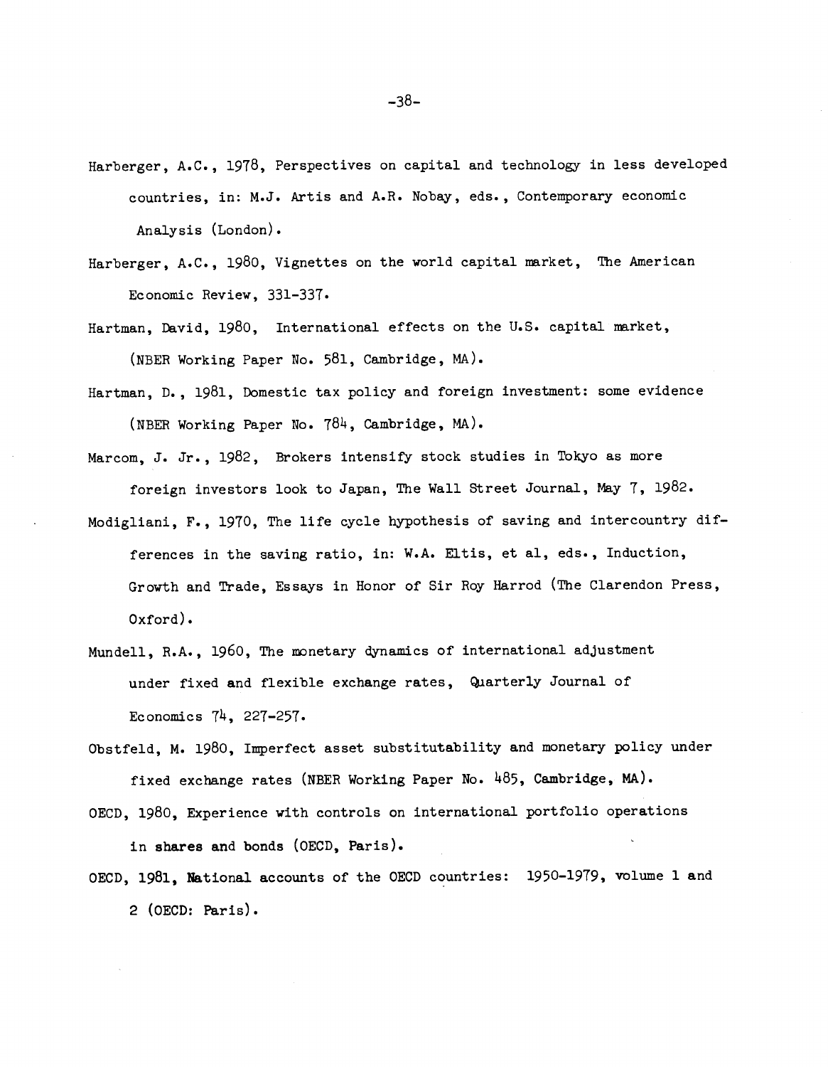Harberger, A.C., 1978, Perspectives on capital and technology in less developed countries, in: M.J. Artis and A.R. Nobay, eds., Contemporary economic Analysis (London).

Harberger, A.C., 1980, Vignettes on the world capital market, The American Economic Review, 331-337.

Hartman, David, 1980, International effects on the U.S. capital market, (NBER Working Paper No. 581, Cambridge, MA).

Hartman, D., 1981, Domestic tax policy and foreign investment: some evidence (NBER Working Paper No. 784, Cambridge, MA).

Marcom, J. Jr., 1982, Brokers intensify stock studies in Tokyo as more foreign investors look to Japan, The Wall Street Journal, May 7, 1982.

Modigliani, F., 1970, The life cycle hypothesis of saving and intercountry differences in the saving ratio, in: W.A. Eltis, et al, eds., Induction, Growth and Trade, Essays in Honor of Sir Roy Harrod (The Clarendon Press, Oxford).

Mundell, R.A., 1960, The monetary dynamics of international adjustment under fixed and flexible exchange rates, Quarterly Journal of Economics 74, 227-257.

Obstfeld, M. 1980, Imperfect asset substitutability and monetary policy under fixed exchange rates (NBER Working Paper No. 485, Cambridge, MA).

OECD, 1980, Experience with controls on international portfolio operations in shares and bonds (OECD, Paris).

OECD, 1981, National accounts of the OECD countries: 1950-1979, volume 1 and 2 (OECD: Paris).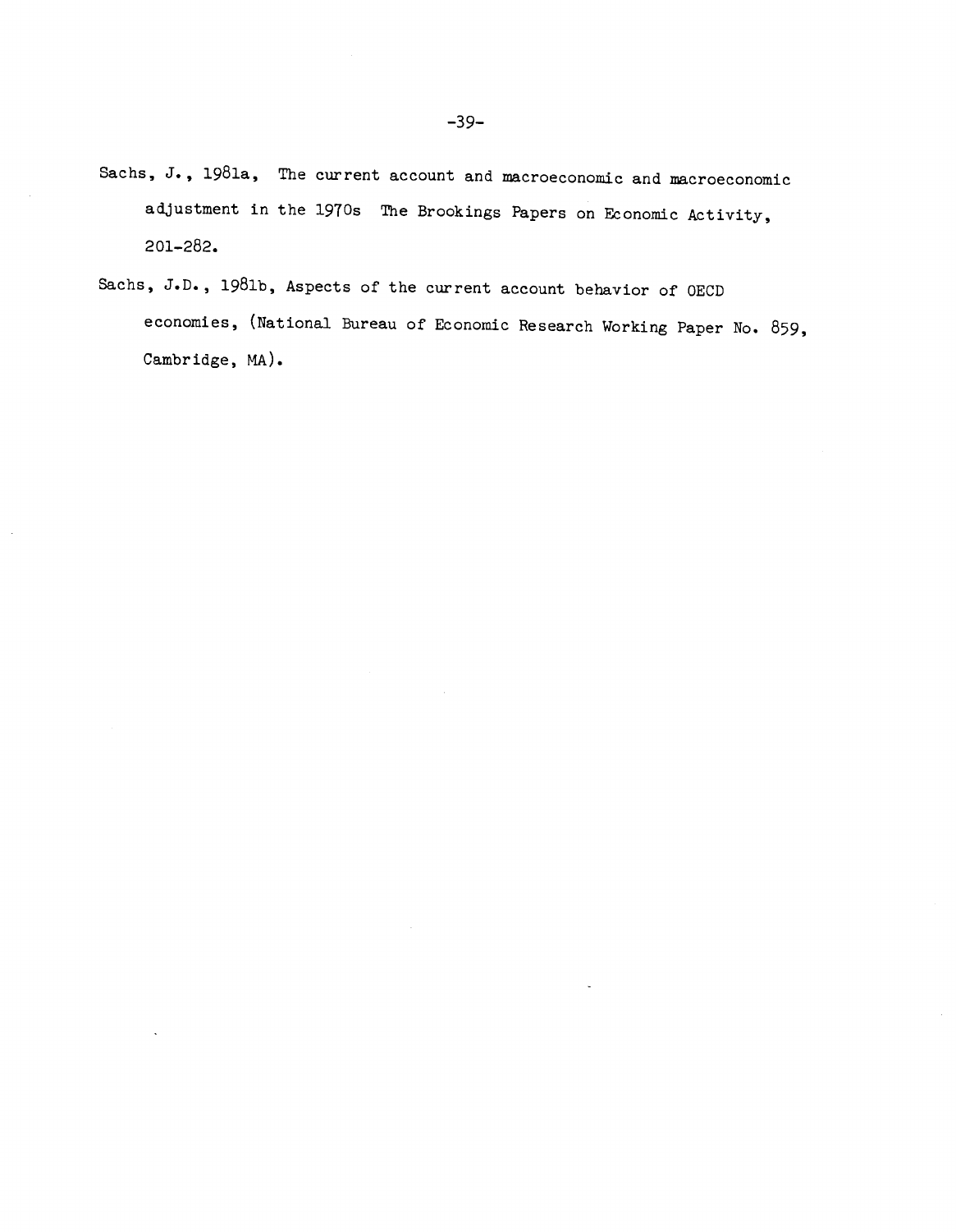Sachs, J., 1981a, The current account and macroeconomic and macroeconomic adjustment in the 1970s The Brookings Papers on Economic Activity, 201-282.

Sachs, J.D., 1981b, Aspects of the current account behavior of OECD economies, (National Bureau of Economic Research Working Paper No. 859, Cambridge, MA).